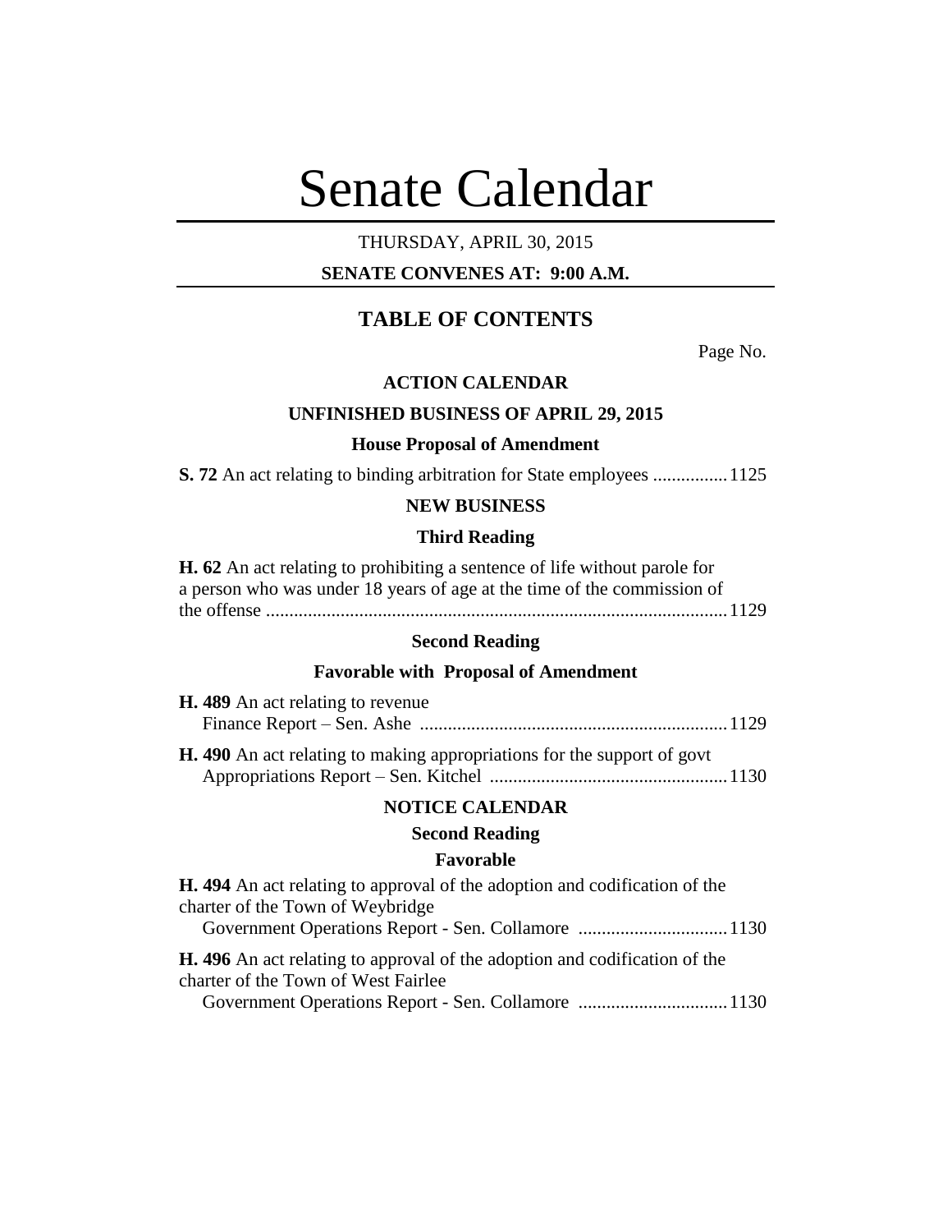# Senate Calendar

THURSDAY, APRIL 30, 2015

**SENATE CONVENES AT: 9:00 A.M.**

## TABLE OF CONTENTS

Page No.

### ACTION CALENDAR

### UNFINISHED BUSINESS OF APRIL 29, 2015

#### House Proposal of Amendment

**S. 72** An act relating to binding arbitration for State employees ................1125

### NEW BUSINESS

#### Third Reading

**H. 62** An act relating to prohibiting a sentence of life without parole for a person who was under 18 years of age at the time of the commission of the offense ..................................................................................................1129

#### Second Reading

#### Favorable with Proposal of Amendment

**H. 489** An act relating to revenue
Finance Report – Sen. Ashe .................................................................1129

**H. 490** An act relating to making appropriations for the support of govt
Appropriations Report – Sen. Kitchel ...................................................1130

### NOTICE CALENDAR

#### Second Reading

#### Favorable

**H. 494** An act relating to approval of the adoption and codification of the charter of the Town of Weybridge
Government Operations Report - Sen. Collamore ................................1130

**H. 496** An act relating to approval of the adoption and codification of the charter of the Town of West Fairlee
Government Operations Report - Sen. Collamore ................................1130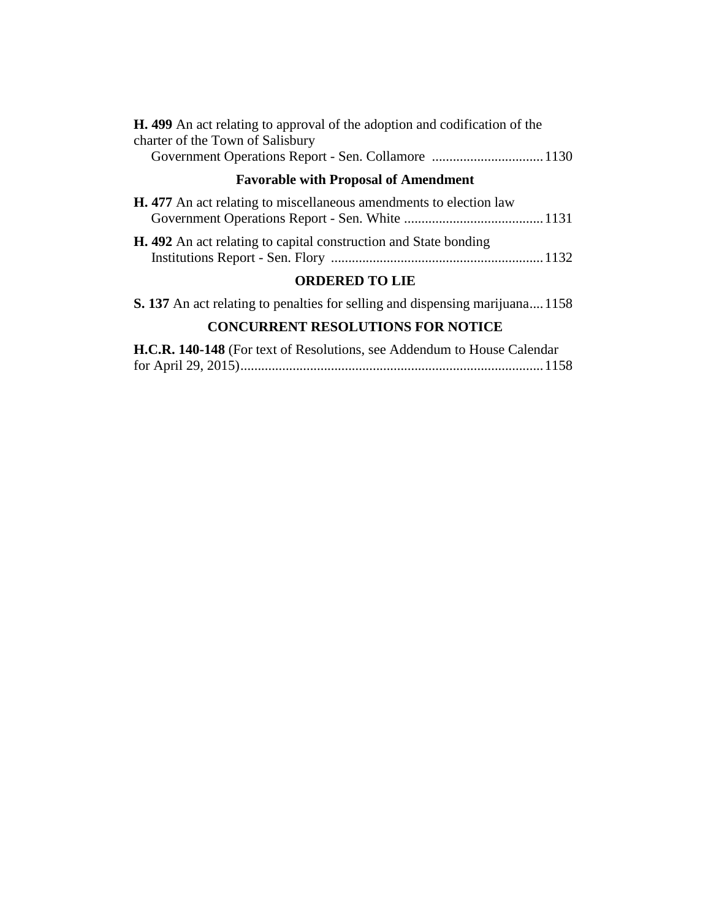**H. 499** An act relating to approval of the adoption and codification of the charter of the Town of Salisbury

Government Operations Report - Sen. Collamore ................................ 1130

### Favorable with Proposal of Amendment

**H. 477** An act relating to miscellaneous amendments to election law

Government Operations Report - Sen. White ........................................ 1131

**H. 492** An act relating to capital construction and State bonding

Institutions Report - Sen. Flory ............................................................. 1132

### ORDERED TO LIE

**S. 137** An act relating to penalties for selling and dispensing marijuana .... 1158

### CONCURRENT RESOLUTIONS FOR NOTICE

**H.C.R. 140-148** (For text of Resolutions, see Addendum to House Calendar for April 29, 2015) ....................................................................................... 1158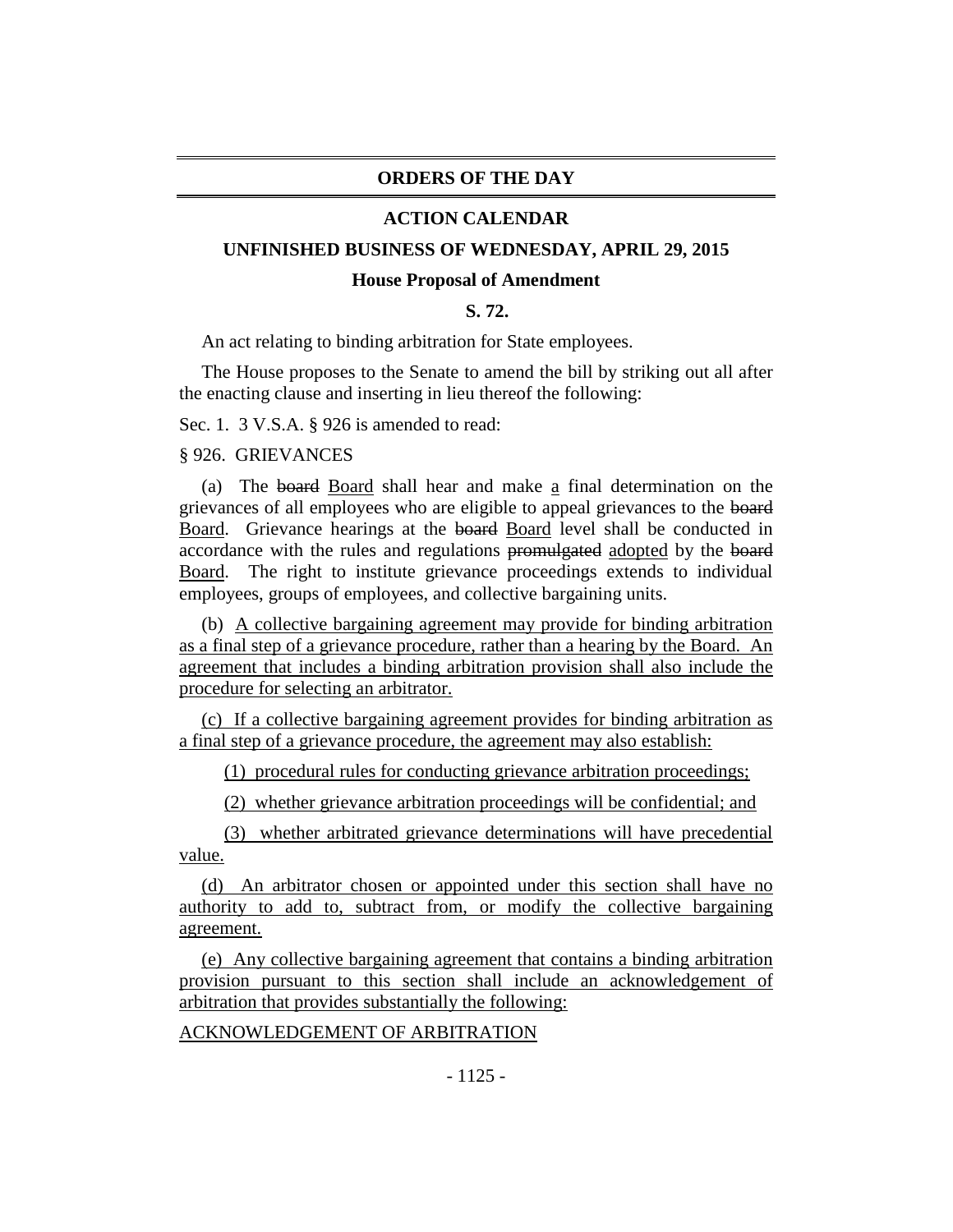## ORDERS OF THE DAY

## ACTION CALENDAR

### UNFINISHED BUSINESS OF WEDNESDAY, APRIL 29, 2015

#### House Proposal of Amendment

**S. 72.**

An act relating to binding arbitration for State employees.

The House proposes to the Senate to amend the bill by striking out all after the enacting clause and inserting in lieu thereof the following:

Sec. 1. 3 V.S.A. § 926 is amended to read:

§ 926. GRIEVANCES

(a) The ~~board~~ Board shall hear and make a final determination on the grievances of all employees who are eligible to appeal grievances to the ~~board~~ Board. Grievance hearings at the ~~board~~ Board level shall be conducted in accordance with the rules and regulations ~~promulgated~~ adopted by the ~~board~~ Board. The right to institute grievance proceedings extends to individual employees, groups of employees, and collective bargaining units.

(b) A collective bargaining agreement may provide for binding arbitration as a final step of a grievance procedure, rather than a hearing by the Board. An agreement that includes a binding arbitration provision shall also include the procedure for selecting an arbitrator.

(c) If a collective bargaining agreement provides for binding arbitration as a final step of a grievance procedure, the agreement may also establish:

(1) procedural rules for conducting grievance arbitration proceedings;

(2) whether grievance arbitration proceedings will be confidential; and

(3) whether arbitrated grievance determinations will have precedential value.

(d) An arbitrator chosen or appointed under this section shall have no authority to add to, subtract from, or modify the collective bargaining agreement.

(e) Any collective bargaining agreement that contains a binding arbitration provision pursuant to this section shall include an acknowledgement of arbitration that provides substantially the following:

ACKNOWLEDGEMENT OF ARBITRATION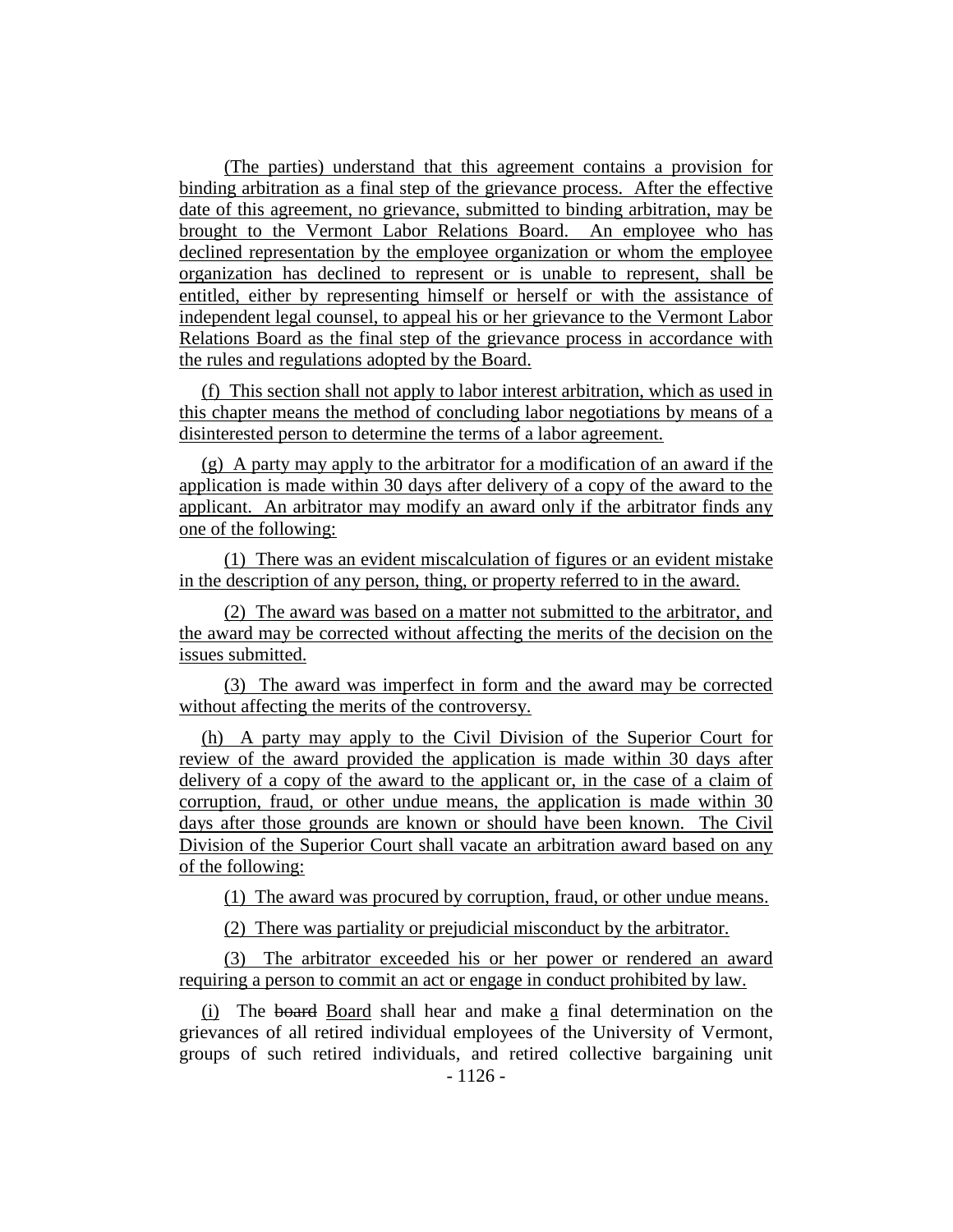(The parties) understand that this agreement contains a provision for binding arbitration as a final step of the grievance process. After the effective date of this agreement, no grievance, submitted to binding arbitration, may be brought to the Vermont Labor Relations Board. An employee who has declined representation by the employee organization or whom the employee organization has declined to represent or is unable to represent, shall be entitled, either by representing himself or herself or with the assistance of independent legal counsel, to appeal his or her grievance to the Vermont Labor Relations Board as the final step of the grievance process in accordance with the rules and regulations adopted by the Board.

(f) This section shall not apply to labor interest arbitration, which as used in this chapter means the method of concluding labor negotiations by means of a disinterested person to determine the terms of a labor agreement.

(g) A party may apply to the arbitrator for a modification of an award if the application is made within 30 days after delivery of a copy of the award to the applicant. An arbitrator may modify an award only if the arbitrator finds any one of the following:

(1) There was an evident miscalculation of figures or an evident mistake in the description of any person, thing, or property referred to in the award.

(2) The award was based on a matter not submitted to the arbitrator, and the award may be corrected without affecting the merits of the decision on the issues submitted.

(3) The award was imperfect in form and the award may be corrected without affecting the merits of the controversy.

(h) A party may apply to the Civil Division of the Superior Court for review of the award provided the application is made within 30 days after delivery of a copy of the award to the applicant or, in the case of a claim of corruption, fraud, or other undue means, the application is made within 30 days after those grounds are known or should have been known. The Civil Division of the Superior Court shall vacate an arbitration award based on any of the following:

(1) The award was procured by corruption, fraud, or other undue means.

(2) There was partiality or prejudicial misconduct by the arbitrator.

(3) The arbitrator exceeded his or her power or rendered an award requiring a person to commit an act or engage in conduct prohibited by law.

(i) The ~~board~~ Board shall hear and make a final determination on the grievances of all retired individual employees of the University of Vermont, groups of such retired individuals, and retired collective bargaining unit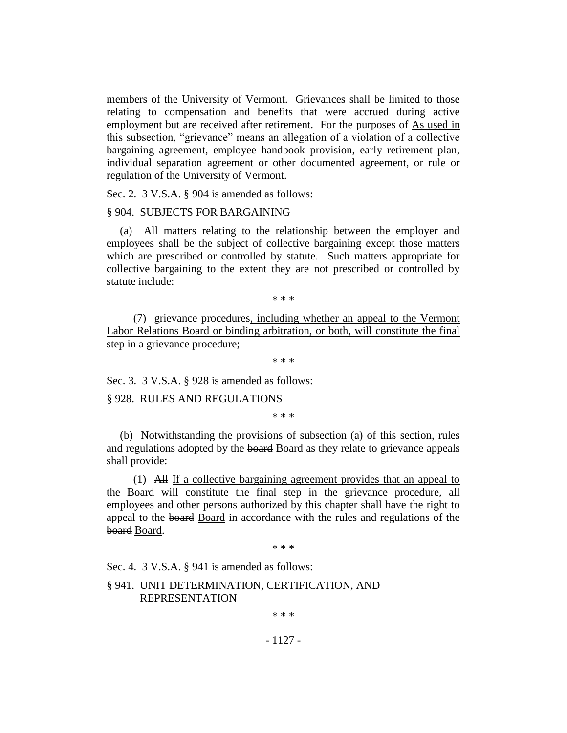members of the University of Vermont. Grievances shall be limited to those relating to compensation and benefits that were accrued during active employment but are received after retirement. ~~For the purposes of~~ <u>As used in</u> this subsection, "grievance" means an allegation of a violation of a collective bargaining agreement, employee handbook provision, early retirement plan, individual separation agreement or other documented agreement, or rule or regulation of the University of Vermont.

Sec. 2. 3 V.S.A. § 904 is amended as follows:

§ 904. SUBJECTS FOR BARGAINING

(a) All matters relating to the relationship between the employer and employees shall be the subject of collective bargaining except those matters which are prescribed or controlled by statute. Such matters appropriate for collective bargaining to the extent they are not prescribed or controlled by statute include:

\* \* \*

(7) grievance procedures<u>, including whether an appeal to the Vermont Labor Relations Board or binding arbitration, or both, will constitute the final step in a grievance procedure</u>;

\* \* \*

Sec. 3. 3 V.S.A. § 928 is amended as follows:

§ 928. RULES AND REGULATIONS

\* \* \*

(b) Notwithstanding the provisions of subsection (a) of this section, rules and regulations adopted by the ~~board~~ <u>Board</u> as they relate to grievance appeals shall provide:

(1) ~~All~~ <u>If a collective bargaining agreement provides that an appeal to the Board will constitute the final step in the grievance procedure, all</u> employees and other persons authorized by this chapter shall have the right to appeal to the ~~board~~ <u>Board</u> in accordance with the rules and regulations of the ~~board~~ <u>Board</u>.

\* \* \*

Sec. 4. 3 V.S.A. § 941 is amended as follows:

§ 941. UNIT DETERMINATION, CERTIFICATION, AND REPRESENTATION

\* \* \*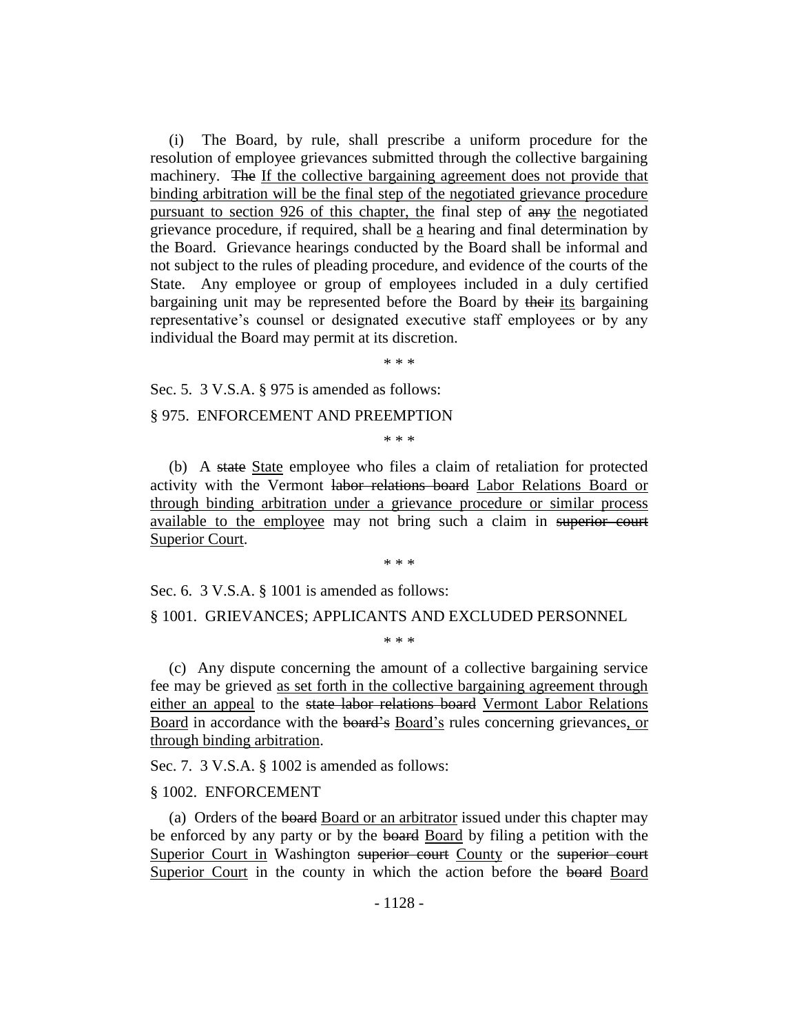(i) The Board, by rule, shall prescribe a uniform procedure for the resolution of employee grievances submitted through the collective bargaining machinery. ~~The~~ <u>If the collective bargaining agreement does not provide that binding arbitration will be the final step of the negotiated grievance procedure pursuant to section 926 of this chapter, the</u> final step of ~~any~~ <u>the</u> negotiated grievance procedure, if required, shall be <u>a</u> hearing and final determination by the Board. Grievance hearings conducted by the Board shall be informal and not subject to the rules of pleading procedure, and evidence of the courts of the State. Any employee or group of employees included in a duly certified bargaining unit may be represented before the Board by ~~their~~ <u>its</u> bargaining representative's counsel or designated executive staff employees or by any individual the Board may permit at its discretion.

\* \* \*

Sec. 5. 3 V.S.A. § 975 is amended as follows:

§ 975. ENFORCEMENT AND PREEMPTION

\* \* \*

(b) A ~~state~~ <u>State</u> employee who files a claim of retaliation for protected activity with the Vermont ~~labor relations board~~ <u>Labor Relations Board or through binding arbitration under a grievance procedure or similar process available to the employee</u> may not bring such a claim in ~~superior court~~ <u>Superior Court</u>.

\* \* \*

Sec. 6. 3 V.S.A. § 1001 is amended as follows:

§ 1001. GRIEVANCES; APPLICANTS AND EXCLUDED PERSONNEL

\* \* \*

(c) Any dispute concerning the amount of a collective bargaining service fee may be grieved <u>as set forth in the collective bargaining agreement through either an appeal</u> to the ~~state labor relations board~~ <u>Vermont Labor Relations Board</u> in accordance with the ~~board's~~ <u>Board's</u> rules concerning grievances<u>, or through binding arbitration</u>.

Sec. 7. 3 V.S.A. § 1002 is amended as follows:

§ 1002. ENFORCEMENT

(a) Orders of the ~~board~~ <u>Board or an arbitrator</u> issued under this chapter may be enforced by any party or by the ~~board~~ <u>Board</u> by filing a petition with the <u>Superior Court in</u> Washington ~~superior court~~ <u>County</u> or the ~~superior court~~ <u>Superior Court</u> in the county in which the action before the ~~board~~ <u>Board</u>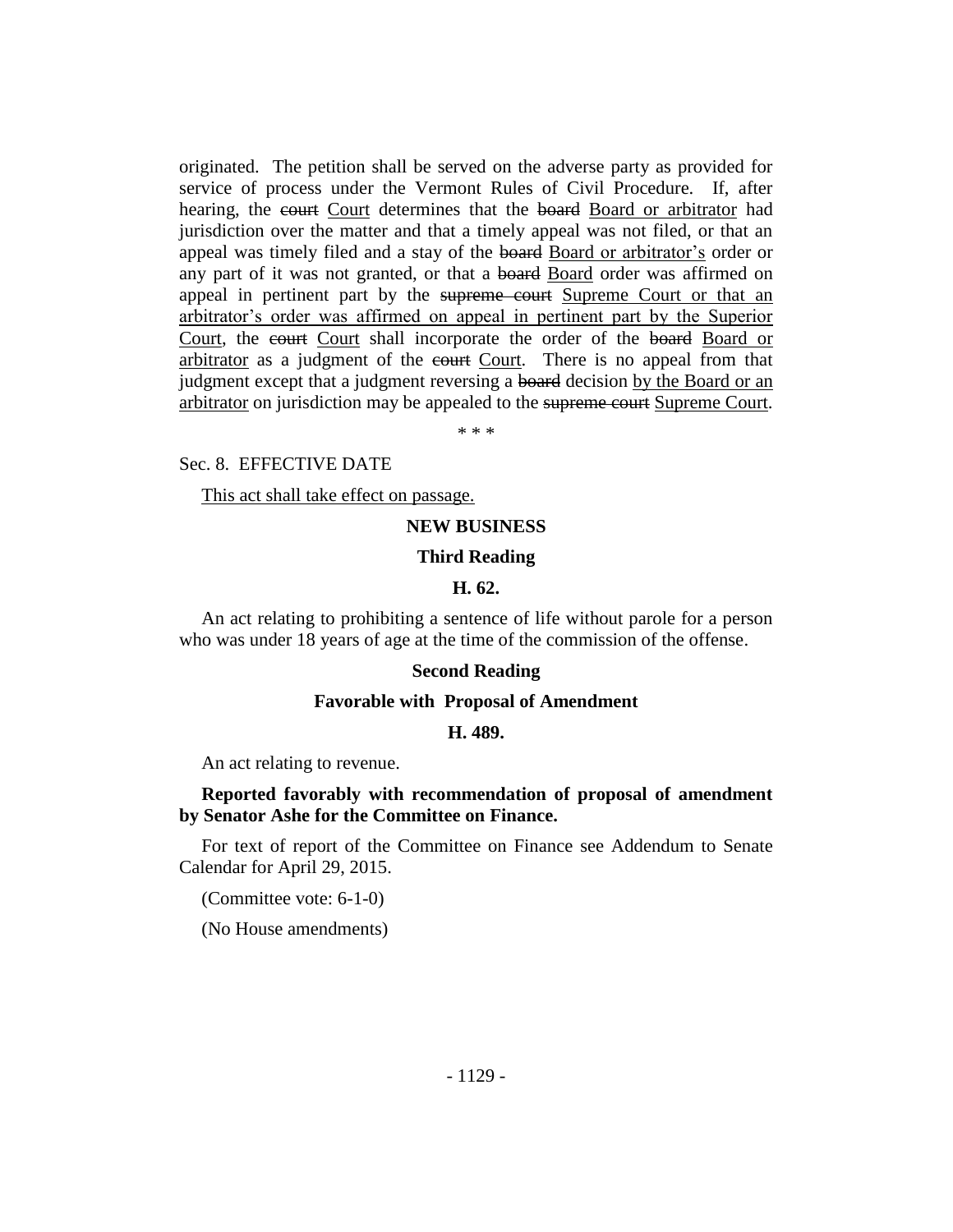originated. The petition shall be served on the adverse party as provided for service of process under the Vermont Rules of Civil Procedure. If, after hearing, the ~~court~~ Court determines that the ~~board~~ Board or arbitrator had jurisdiction over the matter and that a timely appeal was not filed, or that an appeal was timely filed and a stay of the ~~board~~ Board or arbitrator's order or any part of it was not granted, or that a ~~board~~ Board order was affirmed on appeal in pertinent part by the ~~supreme court~~ Supreme Court or that an arbitrator's order was affirmed on appeal in pertinent part by the Superior Court, the ~~court~~ Court shall incorporate the order of the ~~board~~ Board or arbitrator as a judgment of the ~~court~~ Court. There is no appeal from that judgment except that a judgment reversing a ~~board~~ decision by the Board or an arbitrator on jurisdiction may be appealed to the ~~supreme court~~ Supreme Court.

\* \* \*

Sec. 8. EFFECTIVE DATE

This act shall take effect on passage.

**NEW BUSINESS**

**Third Reading**

**H. 62.**

An act relating to prohibiting a sentence of life without parole for a person who was under 18 years of age at the time of the commission of the offense.

**Second Reading**

**Favorable with Proposal of Amendment**

**H. 489.**

An act relating to revenue.

**Reported favorably with recommendation of proposal of amendment by Senator Ashe for the Committee on Finance.**

For text of report of the Committee on Finance see Addendum to Senate Calendar for April 29, 2015.

(Committee vote: 6-1-0)

(No House amendments)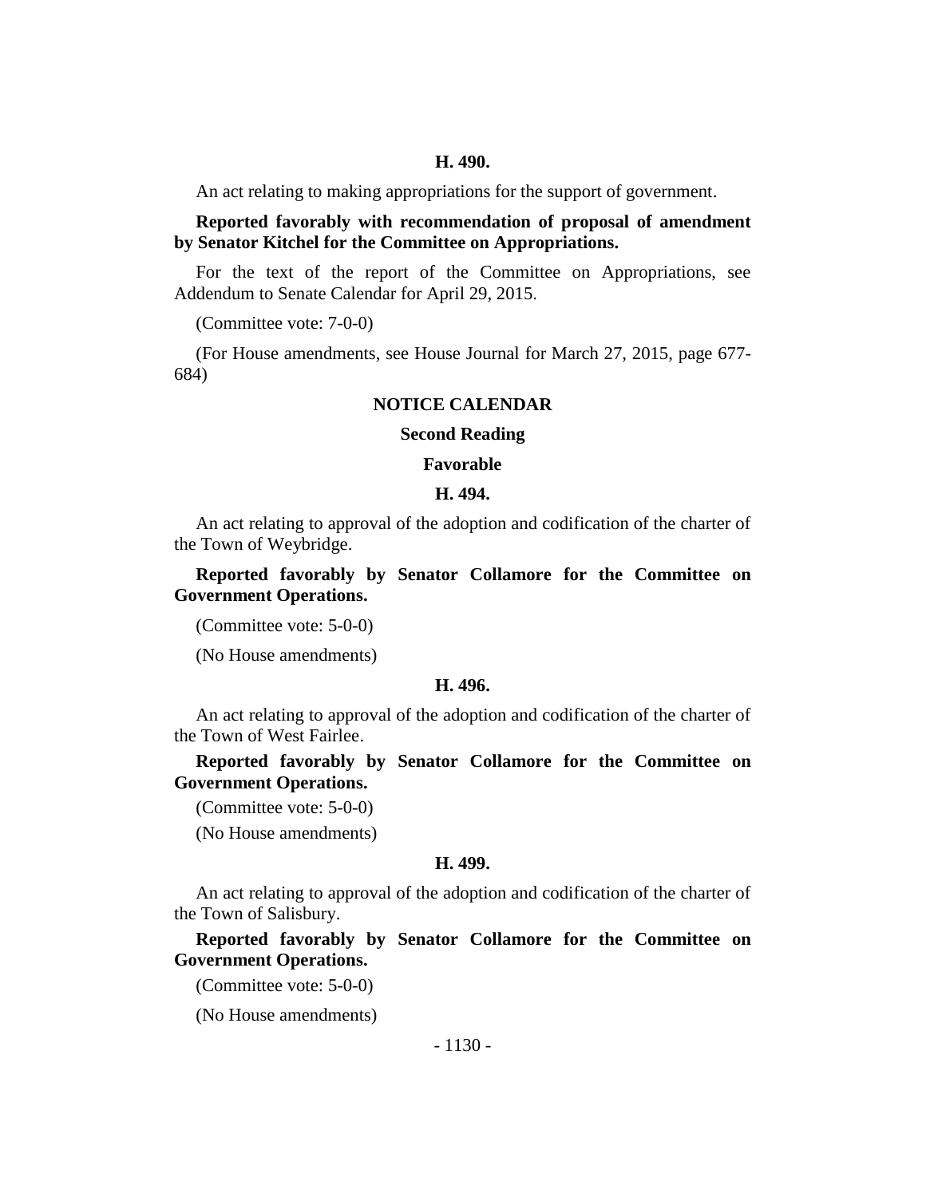**H. 490.**

An act relating to making appropriations for the support of government.

**Reported favorably with recommendation of proposal of amendment by Senator Kitchel for the Committee on Appropriations.**

For the text of the report of the Committee on Appropriations, see Addendum to Senate Calendar for April 29, 2015.

(Committee vote: 7-0-0)

(For House amendments, see House Journal for March 27, 2015, page 677-684)

## NOTICE CALENDAR

### Second Reading

### Favorable

**H. 494.**

An act relating to approval of the adoption and codification of the charter of the Town of Weybridge.

**Reported favorably by Senator Collamore for the Committee on Government Operations.**

(Committee vote: 5-0-0)

(No House amendments)

**H. 496.**

An act relating to approval of the adoption and codification of the charter of the Town of West Fairlee.

**Reported favorably by Senator Collamore for the Committee on Government Operations.**

(Committee vote: 5-0-0)

(No House amendments)

**H. 499.**

An act relating to approval of the adoption and codification of the charter of the Town of Salisbury.

**Reported favorably by Senator Collamore for the Committee on Government Operations.**

(Committee vote: 5-0-0)

(No House amendments)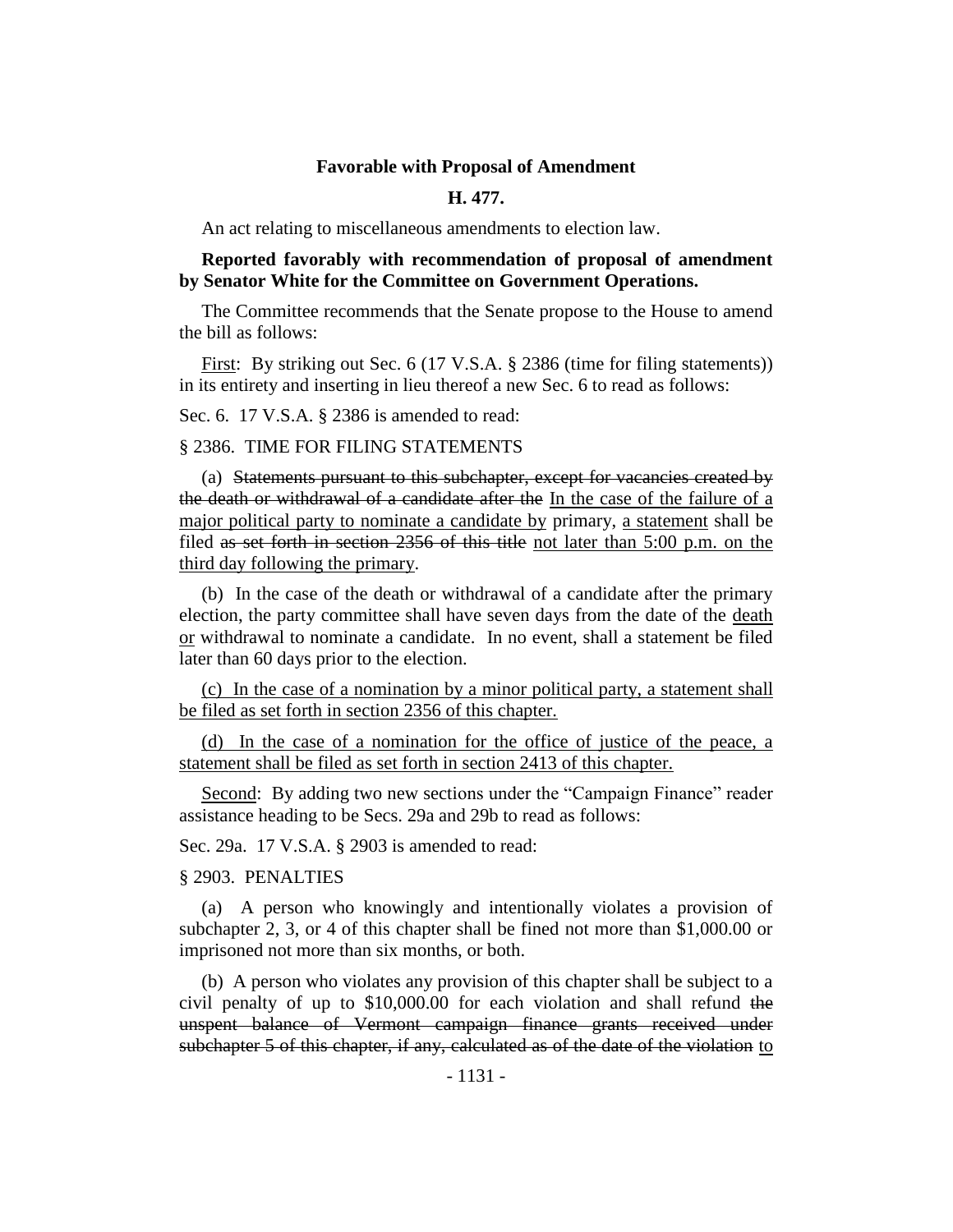**Favorable with Proposal of Amendment**

**H. 477.**

An act relating to miscellaneous amendments to election law.

**Reported favorably with recommendation of proposal of amendment by Senator White for the Committee on Government Operations.**

The Committee recommends that the Senate propose to the House to amend the bill as follows:

First: By striking out Sec. 6 (17 V.S.A. § 2386 (time for filing statements)) in its entirety and inserting in lieu thereof a new Sec. 6 to read as follows:

Sec. 6. 17 V.S.A. § 2386 is amended to read:

§ 2386. TIME FOR FILING STATEMENTS

(a) ~~Statements pursuant to this subchapter, except for vacancies created by the death or withdrawal of a candidate after the~~ In the case of the failure of a major political party to nominate a candidate by primary, a statement shall be filed ~~as set forth in section 2356 of this title~~ not later than 5:00 p.m. on the third day following the primary.

(b) In the case of the death or withdrawal of a candidate after the primary election, the party committee shall have seven days from the date of the death or withdrawal to nominate a candidate. In no event, shall a statement be filed later than 60 days prior to the election.

(c) In the case of a nomination by a minor political party, a statement shall be filed as set forth in section 2356 of this chapter.

(d) In the case of a nomination for the office of justice of the peace, a statement shall be filed as set forth in section 2413 of this chapter.

Second: By adding two new sections under the "Campaign Finance" reader assistance heading to be Secs. 29a and 29b to read as follows:

Sec. 29a. 17 V.S.A. § 2903 is amended to read:

§ 2903. PENALTIES

(a) A person who knowingly and intentionally violates a provision of subchapter 2, 3, or 4 of this chapter shall be fined not more than $1,000.00 or imprisoned not more than six months, or both.

(b) A person who violates any provision of this chapter shall be subject to a civil penalty of up to $10,000.00 for each violation and shall refund ~~the unspent balance of Vermont campaign finance grants received under subchapter 5 of this chapter, if any, calculated as of the date of the violation~~ to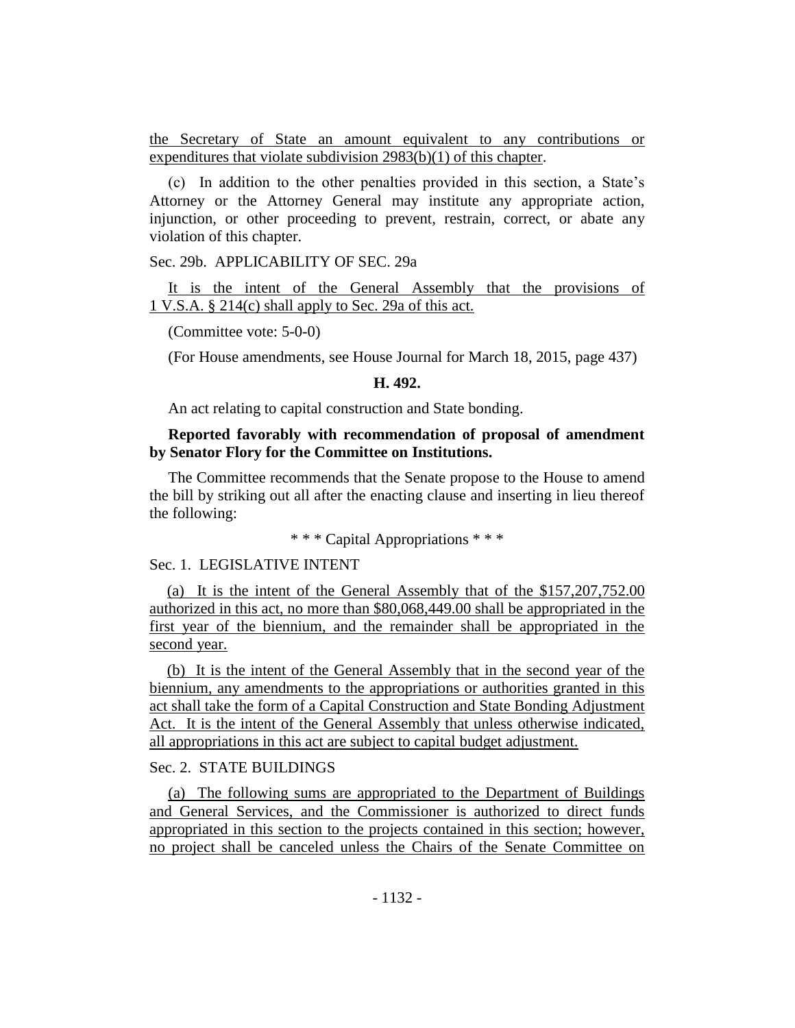the Secretary of State an amount equivalent to any contributions or expenditures that violate subdivision 2983(b)(1) of this chapter.

(c) In addition to the other penalties provided in this section, a State's Attorney or the Attorney General may institute any appropriate action, injunction, or other proceeding to prevent, restrain, correct, or abate any violation of this chapter.

Sec. 29b. APPLICABILITY OF SEC. 29a

It is the intent of the General Assembly that the provisions of 1 V.S.A. § 214(c) shall apply to Sec. 29a of this act.

(Committee vote: 5-0-0)

(For House amendments, see House Journal for March 18, 2015, page 437)

**H. 492.**

An act relating to capital construction and State bonding.

**Reported favorably with recommendation of proposal of amendment by Senator Flory for the Committee on Institutions.**

The Committee recommends that the Senate propose to the House to amend the bill by striking out all after the enacting clause and inserting in lieu thereof the following:

* * * Capital Appropriations * * *

Sec. 1. LEGISLATIVE INTENT

(a) It is the intent of the General Assembly that of the $157,207,752.00 authorized in this act, no more than $80,068,449.00 shall be appropriated in the first year of the biennium, and the remainder shall be appropriated in the second year.

(b) It is the intent of the General Assembly that in the second year of the biennium, any amendments to the appropriations or authorities granted in this act shall take the form of a Capital Construction and State Bonding Adjustment Act. It is the intent of the General Assembly that unless otherwise indicated, all appropriations in this act are subject to capital budget adjustment.

Sec. 2. STATE BUILDINGS

(a) The following sums are appropriated to the Department of Buildings and General Services, and the Commissioner is authorized to direct funds appropriated in this section to the projects contained in this section; however, no project shall be canceled unless the Chairs of the Senate Committee on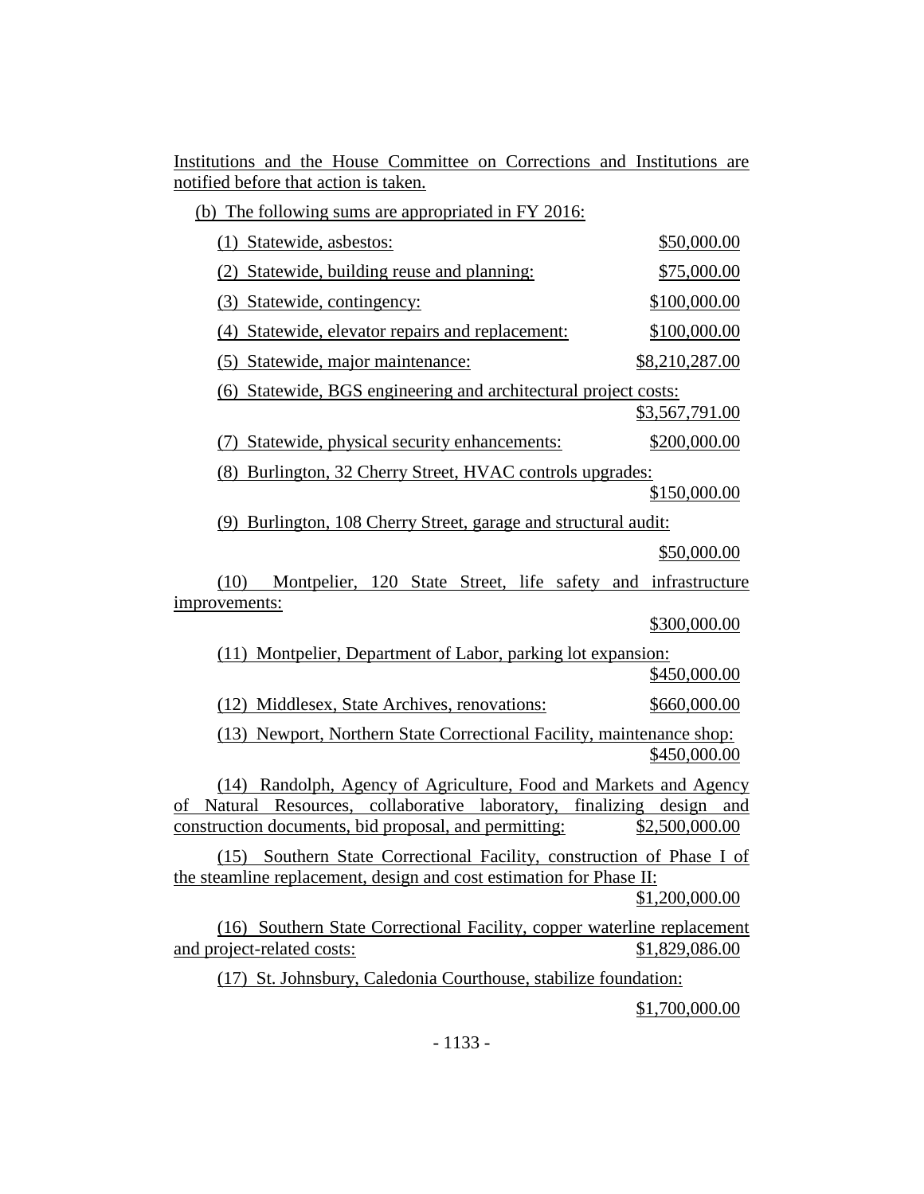Institutions and the House Committee on Corrections and Institutions are notified before that action is taken.

(b) The following sums are appropriated in FY 2016:

(1) Statewide, asbestos: $50,000.00

(2) Statewide, building reuse and planning: $75,000.00

(3) Statewide, contingency: $100,000.00

(4) Statewide, elevator repairs and replacement: $100,000.00

(5) Statewide, major maintenance: $8,210,287.00

(6) Statewide, BGS engineering and architectural project costs: $3,567,791.00

(7) Statewide, physical security enhancements: $200,000.00

(8) Burlington, 32 Cherry Street, HVAC controls upgrades: $150,000.00

(9) Burlington, 108 Cherry Street, garage and structural audit: $50,000.00

(10) Montpelier, 120 State Street, life safety and infrastructure improvements: $300,000.00

(11) Montpelier, Department of Labor, parking lot expansion: $450,000.00

(12) Middlesex, State Archives, renovations: $660,000.00

(13) Newport, Northern State Correctional Facility, maintenance shop: $450,000.00

(14) Randolph, Agency of Agriculture, Food and Markets and Agency of Natural Resources, collaborative laboratory, finalizing design and construction documents, bid proposal, and permitting: $2,500,000.00

(15) Southern State Correctional Facility, construction of Phase I of the steamline replacement, design and cost estimation for Phase II: $1,200,000.00

(16) Southern State Correctional Facility, copper waterline replacement and project-related costs: $1,829,086.00

(17) St. Johnsbury, Caledonia Courthouse, stabilize foundation: $1,700,000.00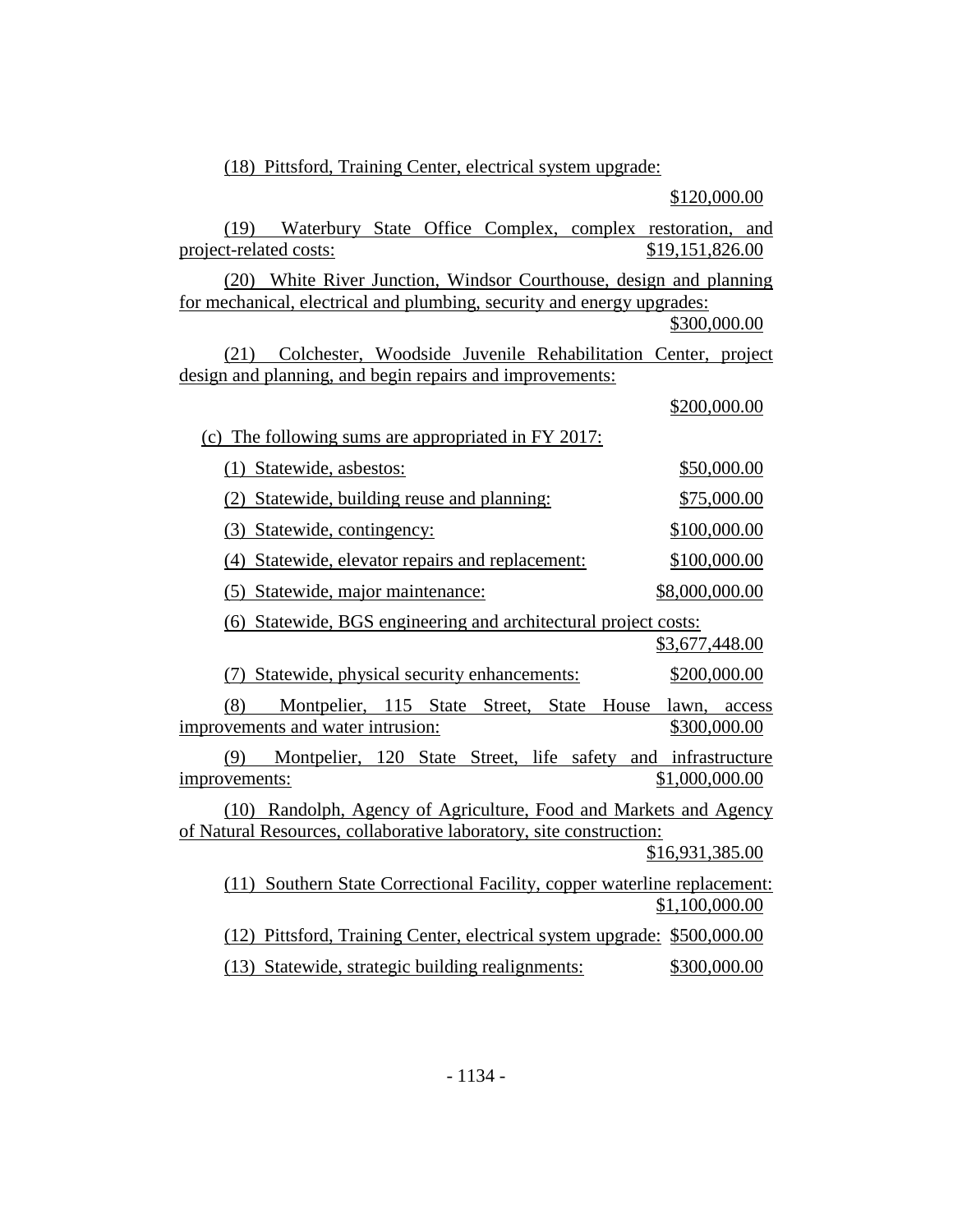(18) Pittsford, Training Center, electrical system upgrade:

$120,000.00

(19) Waterbury State Office Complex, complex restoration, and project-related costs: $19,151,826.00

(20) White River Junction, Windsor Courthouse, design and planning for mechanical, electrical and plumbing, security and energy upgrades:

$300,000.00

(21) Colchester, Woodside Juvenile Rehabilitation Center, project design and planning, and begin repairs and improvements:

$200,000.00

(c) The following sums are appropriated in FY 2017:

(1) Statewide, asbestos: $50,000.00

(2) Statewide, building reuse and planning: $75,000.00

(3) Statewide, contingency: $100,000.00

(4) Statewide, elevator repairs and replacement: $100,000.00

(5) Statewide, major maintenance: $8,000,000.00

(6) Statewide, BGS engineering and architectural project costs:

$3,677,448.00

(7) Statewide, physical security enhancements: $200,000.00

(8) Montpelier, 115 State Street, State House lawn, access improvements and water intrusion: $300,000.00

(9) Montpelier, 120 State Street, life safety and infrastructure improvements: $1,000,000.00

(10) Randolph, Agency of Agriculture, Food and Markets and Agency of Natural Resources, collaborative laboratory, site construction:

$16,931,385.00

(11) Southern State Correctional Facility, copper waterline replacement:

$1,100,000.00

(12) Pittsford, Training Center, electrical system upgrade: $500,000.00

(13) Statewide, strategic building realignments: $300,000.00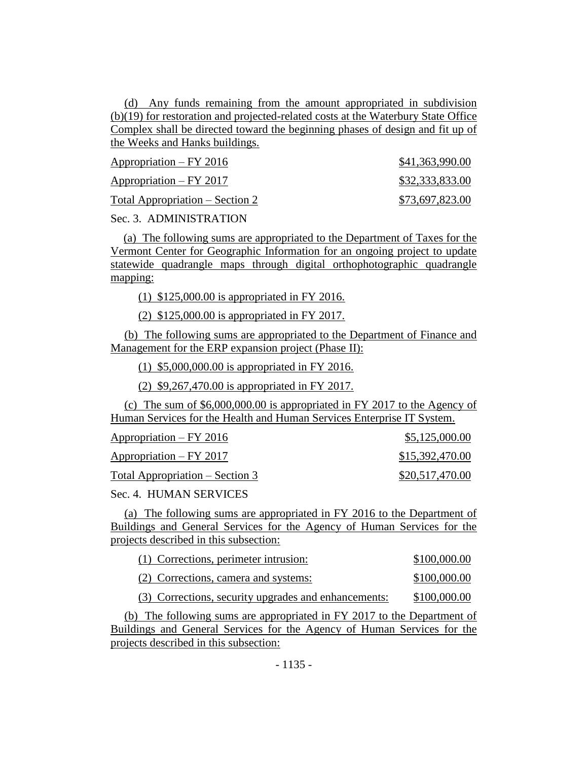(d) Any funds remaining from the amount appropriated in subdivision (b)(19) for restoration and projected-related costs at the Waterbury State Office Complex shall be directed toward the beginning phases of design and fit up of the Weeks and Hanks buildings.

| | |
|---|---|
| Appropriation – FY 2016 | $41,363,990.00 |
| Appropriation – FY 2017 | $32,333,833.00 |
| Total Appropriation – Section 2 | $73,697,823.00 |

Sec. 3. ADMINISTRATION

(a) The following sums are appropriated to the Department of Taxes for the Vermont Center for Geographic Information for an ongoing project to update statewide quadrangle maps through digital orthophotographic quadrangle mapping:

(1) $125,000.00 is appropriated in FY 2016.

(2) $125,000.00 is appropriated in FY 2017.

(b) The following sums are appropriated to the Department of Finance and Management for the ERP expansion project (Phase II):

(1) $5,000,000.00 is appropriated in FY 2016.

(2) $9,267,470.00 is appropriated in FY 2017.

(c) The sum of $6,000,000.00 is appropriated in FY 2017 to the Agency of Human Services for the Health and Human Services Enterprise IT System.

| | |
|---|---|
| Appropriation – FY 2016 | $5,125,000.00 |
| Appropriation – FY 2017 | $15,392,470.00 |
| Total Appropriation – Section 3 | $20,517,470.00 |

Sec. 4. HUMAN SERVICES

(a) The following sums are appropriated in FY 2016 to the Department of Buildings and General Services for the Agency of Human Services for the projects described in this subsection:

| | |
|---|---|
| (1) Corrections, perimeter intrusion: | $100,000.00 |
| (2) Corrections, camera and systems: | $100,000.00 |
| (3) Corrections, security upgrades and enhancements: | $100,000.00 |

(b) The following sums are appropriated in FY 2017 to the Department of Buildings and General Services for the Agency of Human Services for the projects described in this subsection: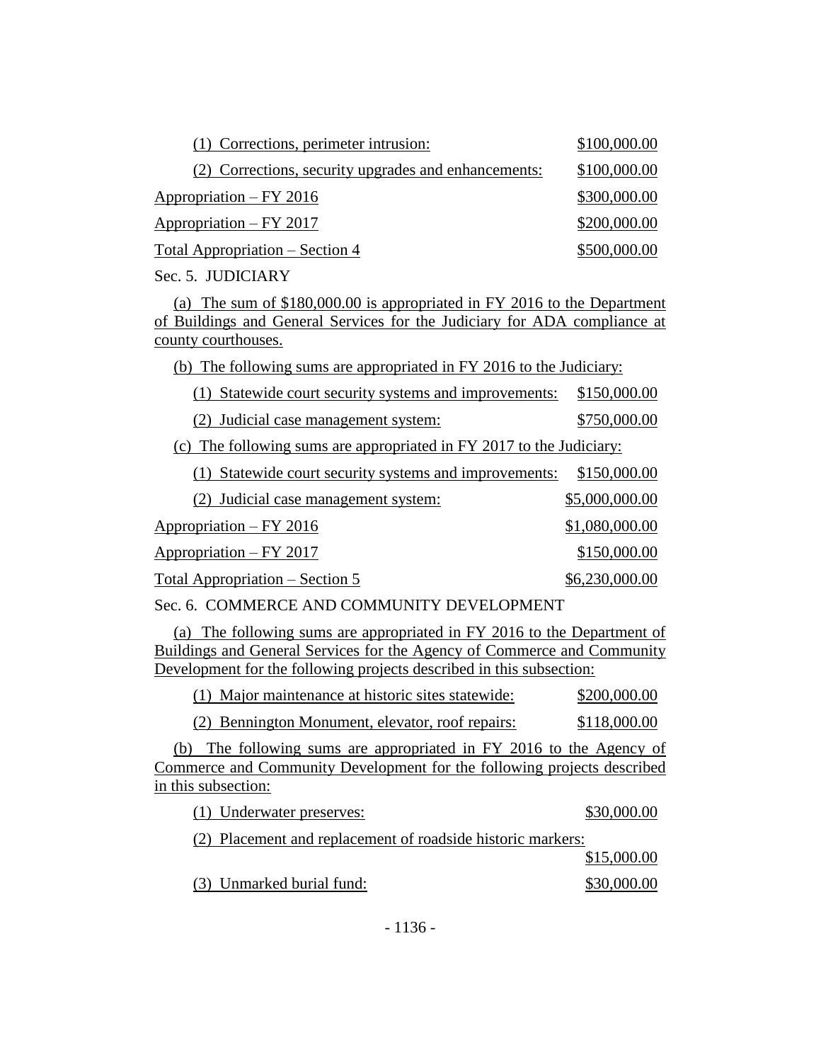(1) Corrections, perimeter intrusion: $100,000.00

(2) Corrections, security upgrades and enhancements: $100,000.00

Appropriation – FY 2016 $300,000.00

Appropriation – FY 2017 $200,000.00

Total Appropriation – Section 4 $500,000.00

Sec. 5. JUDICIARY

(a) The sum of $180,000.00 is appropriated in FY 2016 to the Department of Buildings and General Services for the Judiciary for ADA compliance at county courthouses.

(b) The following sums are appropriated in FY 2016 to the Judiciary:

(1) Statewide court security systems and improvements: $150,000.00

(2) Judicial case management system: $750,000.00

(c) The following sums are appropriated in FY 2017 to the Judiciary:

(1) Statewide court security systems and improvements: $150,000.00

(2) Judicial case management system: $5,000,000.00

Appropriation – FY 2016 $1,080,000.00

Appropriation – FY 2017 $150,000.00

Total Appropriation – Section 5 $6,230,000.00

Sec. 6. COMMERCE AND COMMUNITY DEVELOPMENT

(a) The following sums are appropriated in FY 2016 to the Department of Buildings and General Services for the Agency of Commerce and Community Development for the following projects described in this subsection:

(1) Major maintenance at historic sites statewide: $200,000.00

(2) Bennington Monument, elevator, roof repairs: $118,000.00

(b) The following sums are appropriated in FY 2016 to the Agency of Commerce and Community Development for the following projects described in this subsection:

(1) Underwater preserves: $30,000.00

(2) Placement and replacement of roadside historic markers: $15,000.00

(3) Unmarked burial fund: $30,000.00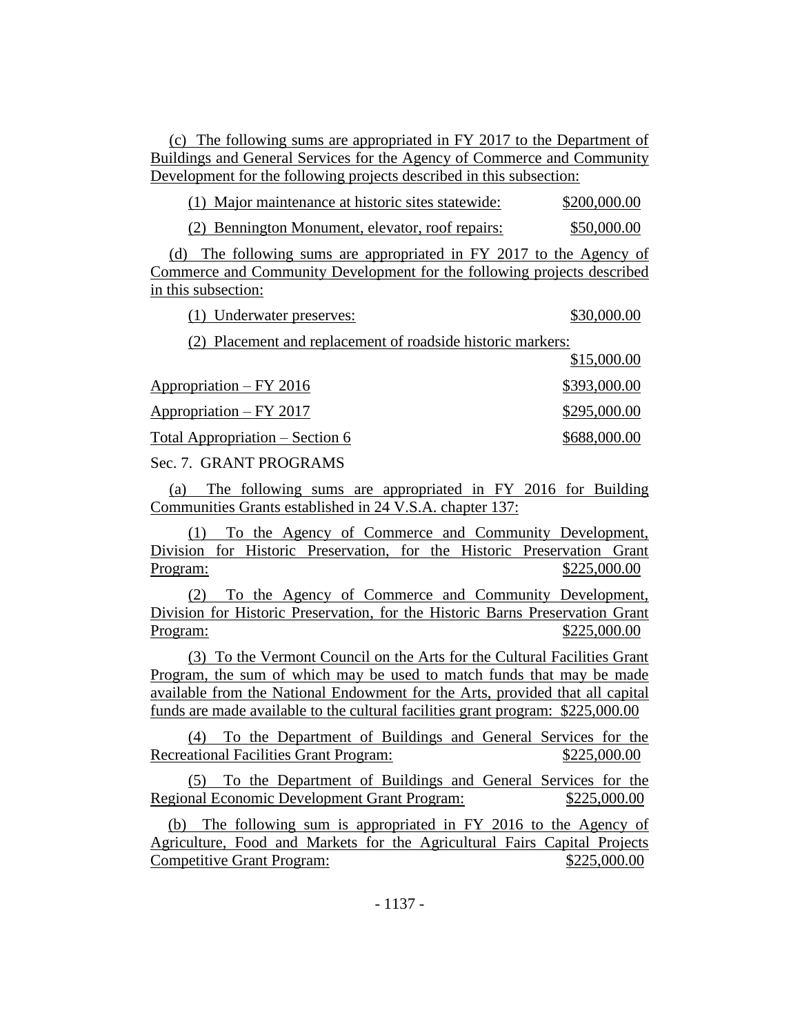(c) The following sums are appropriated in FY 2017 to the Department of Buildings and General Services for the Agency of Commerce and Community Development for the following projects described in this subsection:

(1) Major maintenance at historic sites statewide: $200,000.00

(2) Bennington Monument, elevator, roof repairs: $50,000.00

(d) The following sums are appropriated in FY 2017 to the Agency of Commerce and Community Development for the following projects described in this subsection:

(1) Underwater preserves: $30,000.00

(2) Placement and replacement of roadside historic markers: $15,000.00

Appropriation – FY 2016 $393,000.00

Appropriation – FY 2017 $295,000.00

Total Appropriation – Section 6 $688,000.00

Sec. 7. GRANT PROGRAMS

(a) The following sums are appropriated in FY 2016 for Building Communities Grants established in 24 V.S.A. chapter 137:

(1) To the Agency of Commerce and Community Development, Division for Historic Preservation, for the Historic Preservation Grant Program: $225,000.00

(2) To the Agency of Commerce and Community Development, Division for Historic Preservation, for the Historic Barns Preservation Grant Program: $225,000.00

(3) To the Vermont Council on the Arts for the Cultural Facilities Grant Program, the sum of which may be used to match funds that may be made available from the National Endowment for the Arts, provided that all capital funds are made available to the cultural facilities grant program: $225,000.00

(4) To the Department of Buildings and General Services for the Recreational Facilities Grant Program: $225,000.00

(5) To the Department of Buildings and General Services for the Regional Economic Development Grant Program: $225,000.00

(b) The following sum is appropriated in FY 2016 to the Agency of Agriculture, Food and Markets for the Agricultural Fairs Capital Projects Competitive Grant Program: $225,000.00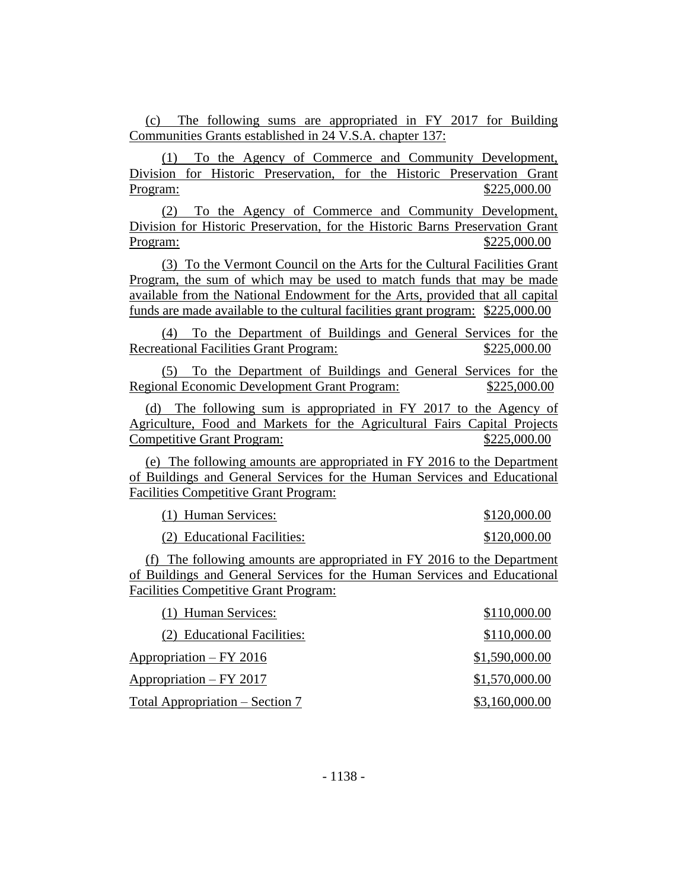(c) The following sums are appropriated in FY 2017 for Building Communities Grants established in 24 V.S.A. chapter 137:

(1) To the Agency of Commerce and Community Development, Division for Historic Preservation, for the Historic Preservation Grant Program: $225,000.00

(2) To the Agency of Commerce and Community Development, Division for Historic Preservation, for the Historic Barns Preservation Grant Program: $225,000.00

(3) To the Vermont Council on the Arts for the Cultural Facilities Grant Program, the sum of which may be used to match funds that may be made available from the National Endowment for the Arts, provided that all capital funds are made available to the cultural facilities grant program: $225,000.00

(4) To the Department of Buildings and General Services for the Recreational Facilities Grant Program: $225,000.00

(5) To the Department of Buildings and General Services for the Regional Economic Development Grant Program: $225,000.00

(d) The following sum is appropriated in FY 2017 to the Agency of Agriculture, Food and Markets for the Agricultural Fairs Capital Projects Competitive Grant Program: $225,000.00

(e) The following amounts are appropriated in FY 2016 to the Department of Buildings and General Services for the Human Services and Educational Facilities Competitive Grant Program:

(1) Human Services: $120,000.00

(2) Educational Facilities: $120,000.00

(f) The following amounts are appropriated in FY 2016 to the Department of Buildings and General Services for the Human Services and Educational Facilities Competitive Grant Program:

(1) Human Services: $110,000.00

(2) Educational Facilities: $110,000.00

Appropriation – FY 2016 $1,590,000.00

Appropriation – FY 2017 $1,570,000.00

Total Appropriation – Section 7 $3,160,000.00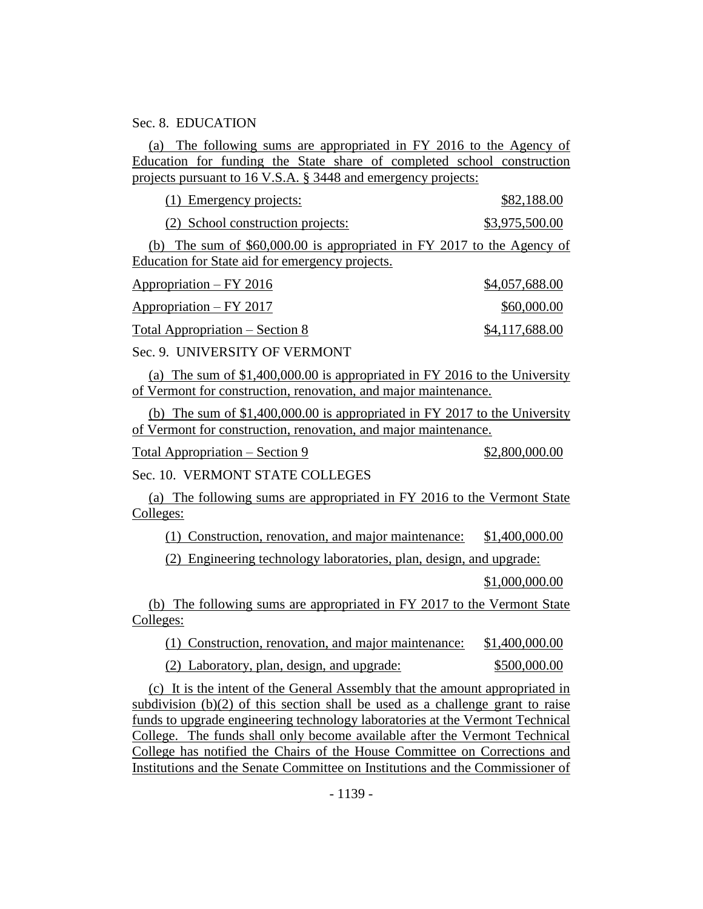Sec. 8. EDUCATION

(a) The following sums are appropriated in FY 2016 to the Agency of Education for funding the State share of completed school construction projects pursuant to 16 V.S.A. § 3448 and emergency projects:

(1) Emergency projects: $82,188.00

(2) School construction projects: $3,975,500.00

(b) The sum of $60,000.00 is appropriated in FY 2017 to the Agency of Education for State aid for emergency projects.

Appropriation – FY 2016 $4,057,688.00

Appropriation – FY 2017 $60,000.00

Total Appropriation – Section 8 $4,117,688.00

Sec. 9. UNIVERSITY OF VERMONT

(a) The sum of $1,400,000.00 is appropriated in FY 2016 to the University of Vermont for construction, renovation, and major maintenance.

(b) The sum of $1,400,000.00 is appropriated in FY 2017 to the University of Vermont for construction, renovation, and major maintenance.

Total Appropriation – Section 9 $2,800,000.00

Sec. 10. VERMONT STATE COLLEGES

(a) The following sums are appropriated in FY 2016 to the Vermont State Colleges:

(1) Construction, renovation, and major maintenance: $1,400,000.00

(2) Engineering technology laboratories, plan, design, and upgrade:

$1,000,000.00

(b) The following sums are appropriated in FY 2017 to the Vermont State Colleges:

(1) Construction, renovation, and major maintenance: $1,400,000.00

(2) Laboratory, plan, design, and upgrade: $500,000.00

(c) It is the intent of the General Assembly that the amount appropriated in subdivision (b)(2) of this section shall be used as a challenge grant to raise funds to upgrade engineering technology laboratories at the Vermont Technical College. The funds shall only become available after the Vermont Technical College has notified the Chairs of the House Committee on Corrections and Institutions and the Senate Committee on Institutions and the Commissioner of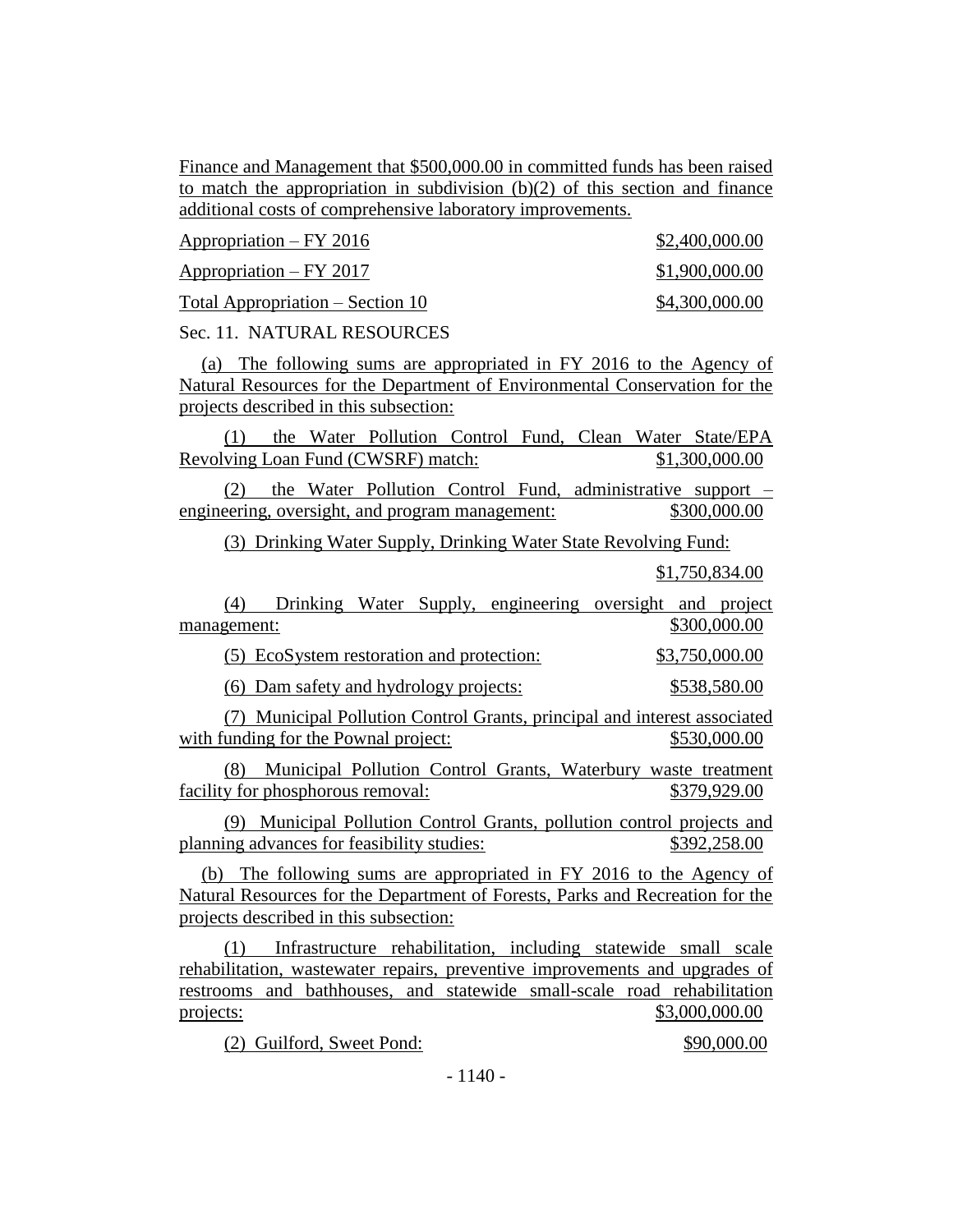Finance and Management that $500,000.00 in committed funds has been raised to match the appropriation in subdivision (b)(2) of this section and finance additional costs of comprehensive laboratory improvements.

| | |
|---|---|
| Appropriation – FY 2016 | $2,400,000.00 |
| Appropriation – FY 2017 | $1,900,000.00 |
| Total Appropriation – Section 10 | $4,300,000.00 |

Sec. 11. NATURAL RESOURCES

(a) The following sums are appropriated in FY 2016 to the Agency of Natural Resources for the Department of Environmental Conservation for the projects described in this subsection:

(1) the Water Pollution Control Fund, Clean Water State/EPA Revolving Loan Fund (CWSRF) match: $1,300,000.00

(2) the Water Pollution Control Fund, administrative support – engineering, oversight, and program management: $300,000.00

(3) Drinking Water Supply, Drinking Water State Revolving Fund: $1,750,834.00

(4) Drinking Water Supply, engineering oversight and project management: $300,000.00

(5) EcoSystem restoration and protection: $3,750,000.00

(6) Dam safety and hydrology projects: $538,580.00

(7) Municipal Pollution Control Grants, principal and interest associated with funding for the Pownal project: $530,000.00

(8) Municipal Pollution Control Grants, Waterbury waste treatment facility for phosphorous removal: $379,929.00

(9) Municipal Pollution Control Grants, pollution control projects and planning advances for feasibility studies: $392,258.00

(b) The following sums are appropriated in FY 2016 to the Agency of Natural Resources for the Department of Forests, Parks and Recreation for the projects described in this subsection:

(1) Infrastructure rehabilitation, including statewide small scale rehabilitation, wastewater repairs, preventive improvements and upgrades of restrooms and bathhouses, and statewide small-scale road rehabilitation projects: $3,000,000.00

(2) Guilford, Sweet Pond: $90,000.00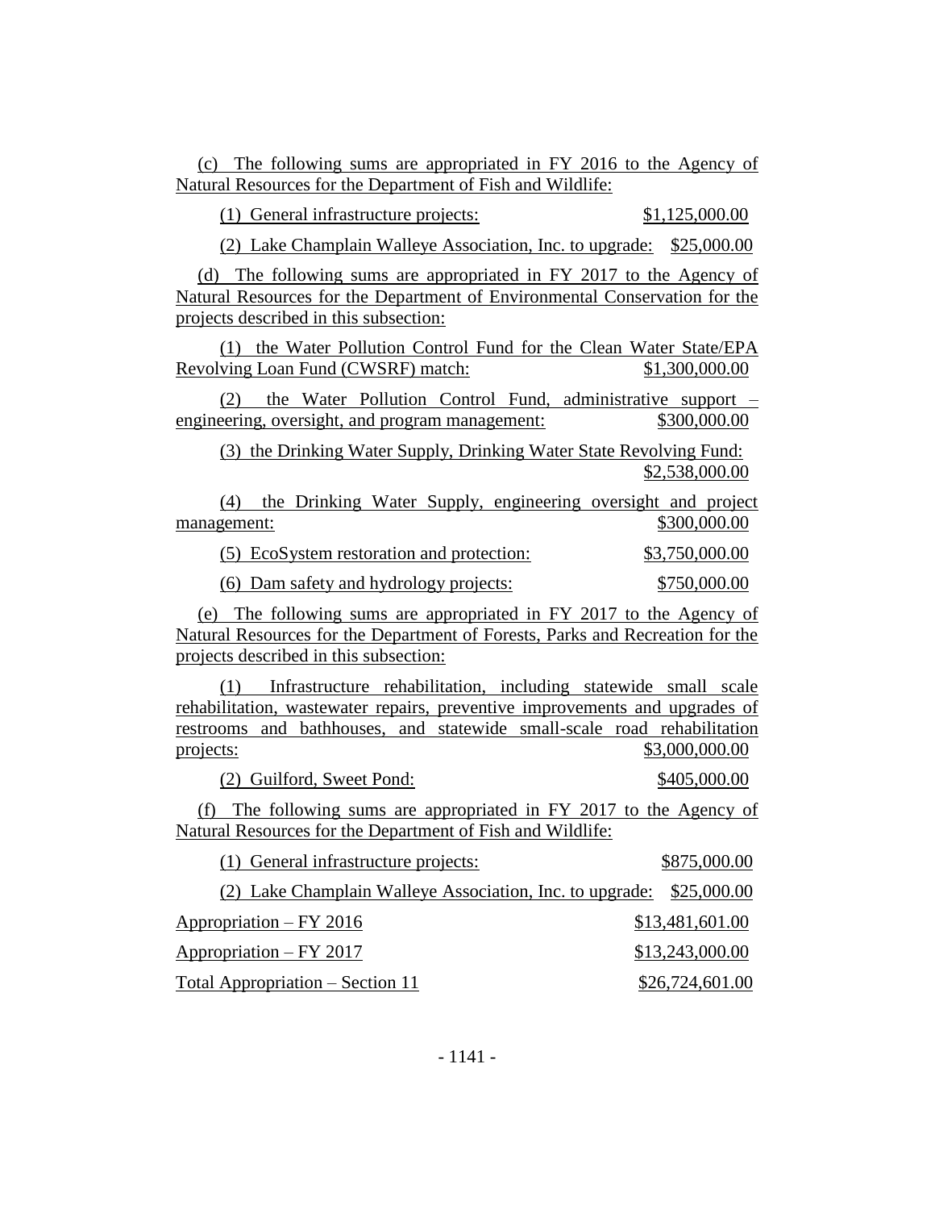(c) The following sums are appropriated in FY 2016 to the Agency of Natural Resources for the Department of Fish and Wildlife:

(1) General infrastructure projects: $1,125,000.00

(2) Lake Champlain Walleye Association, Inc. to upgrade: $25,000.00

(d) The following sums are appropriated in FY 2017 to the Agency of Natural Resources for the Department of Environmental Conservation for the projects described in this subsection:

(1) the Water Pollution Control Fund for the Clean Water State/EPA Revolving Loan Fund (CWSRF) match: $1,300,000.00

(2) the Water Pollution Control Fund, administrative support – engineering, oversight, and program management: $300,000.00

(3) the Drinking Water Supply, Drinking Water State Revolving Fund: $2,538,000.00

(4) the Drinking Water Supply, engineering oversight and project management: $300,000.00

(5) EcoSystem restoration and protection: $3,750,000.00

(6) Dam safety and hydrology projects: $750,000.00

(e) The following sums are appropriated in FY 2017 to the Agency of Natural Resources for the Department of Forests, Parks and Recreation for the projects described in this subsection:

(1) Infrastructure rehabilitation, including statewide small scale rehabilitation, wastewater repairs, preventive improvements and upgrades of restrooms and bathhouses, and statewide small-scale road rehabilitation projects: $3,000,000.00

(2) Guilford, Sweet Pond: $405,000.00

(f) The following sums are appropriated in FY 2017 to the Agency of Natural Resources for the Department of Fish and Wildlife:

(1) General infrastructure projects: $875,000.00

(2) Lake Champlain Walleye Association, Inc. to upgrade: $25,000.00

Appropriation – FY 2016 $13,481,601.00

Appropriation – FY 2017 $13,243,000.00

Total Appropriation – Section 11 $26,724,601.00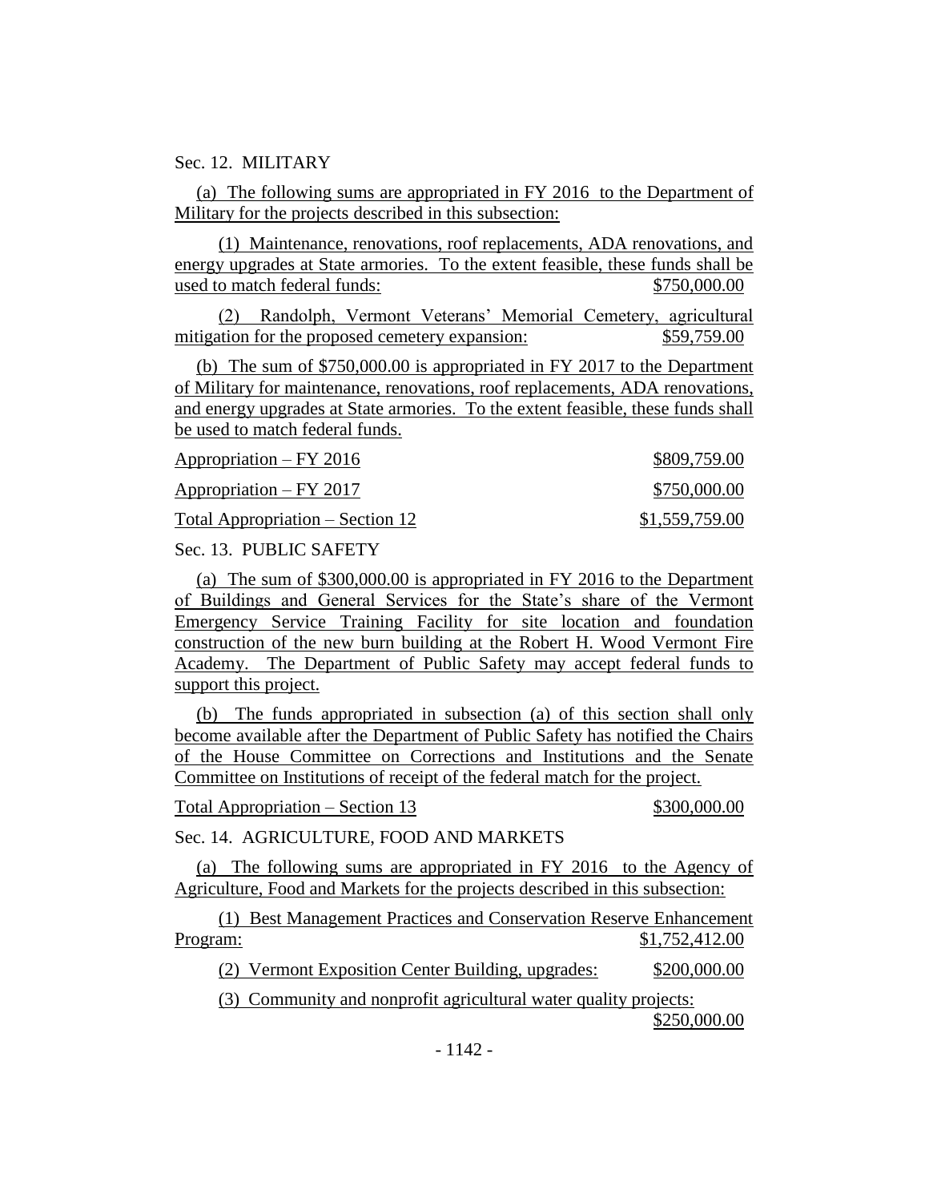Sec. 12. MILITARY

(a) The following sums are appropriated in FY 2016 to the Department of Military for the projects described in this subsection:

(1) Maintenance, renovations, roof replacements, ADA renovations, and energy upgrades at State armories. To the extent feasible, these funds shall be used to match federal funds: $750,000.00

(2) Randolph, Vermont Veterans' Memorial Cemetery, agricultural mitigation for the proposed cemetery expansion: $59,759.00

(b) The sum of $750,000.00 is appropriated in FY 2017 to the Department of Military for maintenance, renovations, roof replacements, ADA renovations, and energy upgrades at State armories. To the extent feasible, these funds shall be used to match federal funds.

Appropriation – FY 2016 $809,759.00

Appropriation – FY 2017 $750,000.00

Total Appropriation – Section 12 $1,559,759.00

Sec. 13. PUBLIC SAFETY

(a) The sum of $300,000.00 is appropriated in FY 2016 to the Department of Buildings and General Services for the State's share of the Vermont Emergency Service Training Facility for site location and foundation construction of the new burn building at the Robert H. Wood Vermont Fire Academy. The Department of Public Safety may accept federal funds to support this project.

(b) The funds appropriated in subsection (a) of this section shall only become available after the Department of Public Safety has notified the Chairs of the House Committee on Corrections and Institutions and the Senate Committee on Institutions of receipt of the federal match for the project.

Total Appropriation – Section 13 $300,000.00

Sec. 14. AGRICULTURE, FOOD AND MARKETS

(a) The following sums are appropriated in FY 2016 to the Agency of Agriculture, Food and Markets for the projects described in this subsection:

(1) Best Management Practices and Conservation Reserve Enhancement Program: $1,752,412.00

(2) Vermont Exposition Center Building, upgrades: $200,000.00

(3) Community and nonprofit agricultural water quality projects: $250,000.00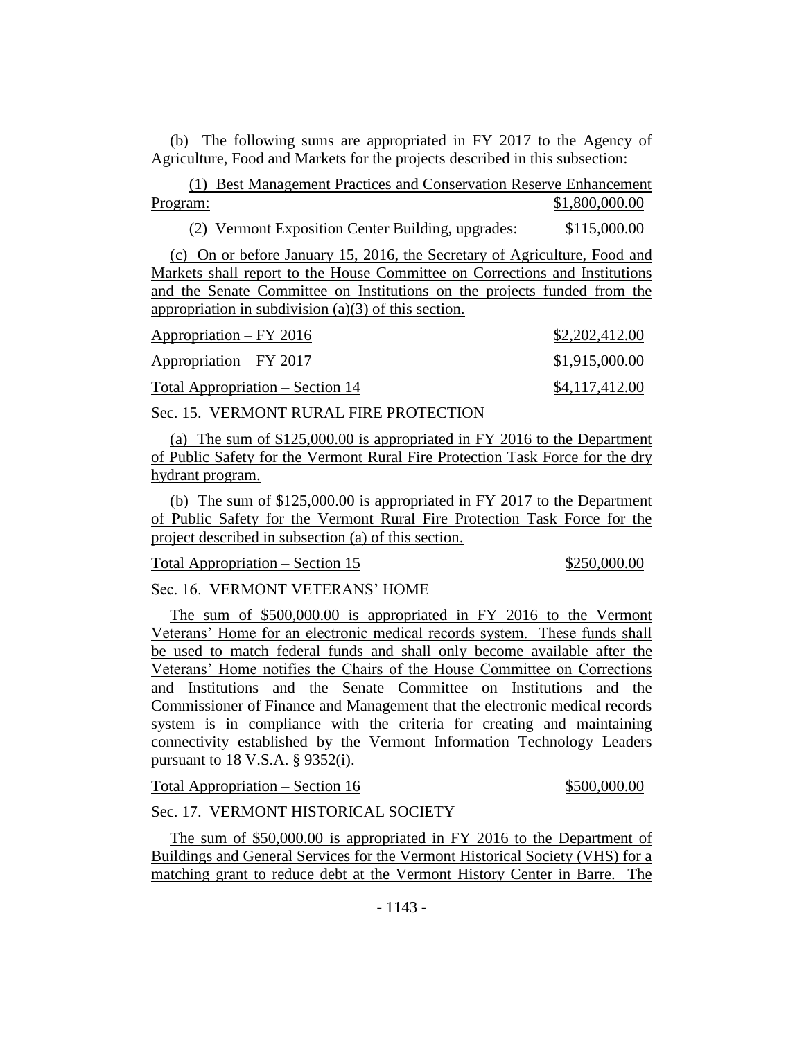(b) The following sums are appropriated in FY 2017 to the Agency of Agriculture, Food and Markets for the projects described in this subsection:

(1) Best Management Practices and Conservation Reserve Enhancement Program: $1,800,000.00

(2) Vermont Exposition Center Building, upgrades: $115,000.00

(c) On or before January 15, 2016, the Secretary of Agriculture, Food and Markets shall report to the House Committee on Corrections and Institutions and the Senate Committee on Institutions on the projects funded from the appropriation in subdivision (a)(3) of this section.

| | |
|---|---|
| Appropriation – FY 2016 | $2,202,412.00 |
| Appropriation – FY 2017 | $1,915,000.00 |
| Total Appropriation – Section 14 | $4,117,412.00 |

Sec. 15. VERMONT RURAL FIRE PROTECTION

(a) The sum of $125,000.00 is appropriated in FY 2016 to the Department of Public Safety for the Vermont Rural Fire Protection Task Force for the dry hydrant program.

(b) The sum of $125,000.00 is appropriated in FY 2017 to the Department of Public Safety for the Vermont Rural Fire Protection Task Force for the project described in subsection (a) of this section.

Total Appropriation – Section 15 $250,000.00

Sec. 16. VERMONT VETERANS' HOME

The sum of $500,000.00 is appropriated in FY 2016 to the Vermont Veterans' Home for an electronic medical records system. These funds shall be used to match federal funds and shall only become available after the Veterans' Home notifies the Chairs of the House Committee on Corrections and Institutions and the Senate Committee on Institutions and the Commissioner of Finance and Management that the electronic medical records system is in compliance with the criteria for creating and maintaining connectivity established by the Vermont Information Technology Leaders pursuant to 18 V.S.A. § 9352(i).

Total Appropriation – Section 16 $500,000.00

Sec. 17. VERMONT HISTORICAL SOCIETY

The sum of $50,000.00 is appropriated in FY 2016 to the Department of Buildings and General Services for the Vermont Historical Society (VHS) for a matching grant to reduce debt at the Vermont History Center in Barre. The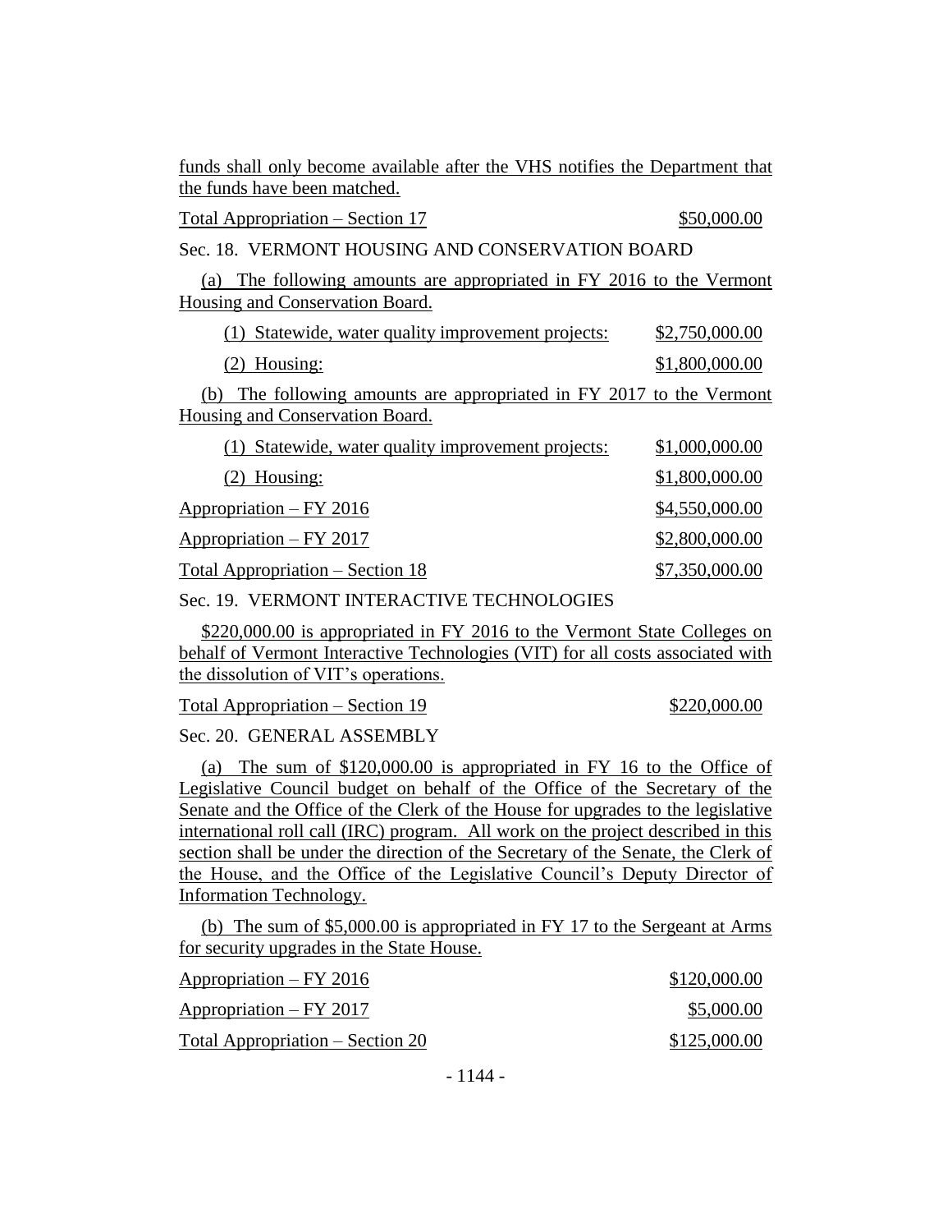funds shall only become available after the VHS notifies the Department that the funds have been matched.

Total Appropriation – Section 17 $50,000.00

Sec. 18. VERMONT HOUSING AND CONSERVATION BOARD

(a) The following amounts are appropriated in FY 2016 to the Vermont Housing and Conservation Board.

(1) Statewide, water quality improvement projects: $2,750,000.00

(2) Housing: $1,800,000.00

(b) The following amounts are appropriated in FY 2017 to the Vermont Housing and Conservation Board.

(1) Statewide, water quality improvement projects: $1,000,000.00

(2) Housing: $1,800,000.00

Appropriation – FY 2016 $4,550,000.00

Appropriation – FY 2017 $2,800,000.00

Total Appropriation – Section 18 $7,350,000.00

Sec. 19. VERMONT INTERACTIVE TECHNOLOGIES

$220,000.00 is appropriated in FY 2016 to the Vermont State Colleges on behalf of Vermont Interactive Technologies (VIT) for all costs associated with the dissolution of VIT's operations.

Total Appropriation – Section 19 $220,000.00

Sec. 20. GENERAL ASSEMBLY

(a) The sum of $120,000.00 is appropriated in FY 16 to the Office of Legislative Council budget on behalf of the Office of the Secretary of the Senate and the Office of the Clerk of the House for upgrades to the legislative international roll call (IRC) program. All work on the project described in this section shall be under the direction of the Secretary of the Senate, the Clerk of the House, and the Office of the Legislative Council's Deputy Director of Information Technology.

(b) The sum of $5,000.00 is appropriated in FY 17 to the Sergeant at Arms for security upgrades in the State House.

Appropriation – FY 2016 $120,000.00

Appropriation – FY 2017 $5,000.00

Total Appropriation – Section 20 $125,000.00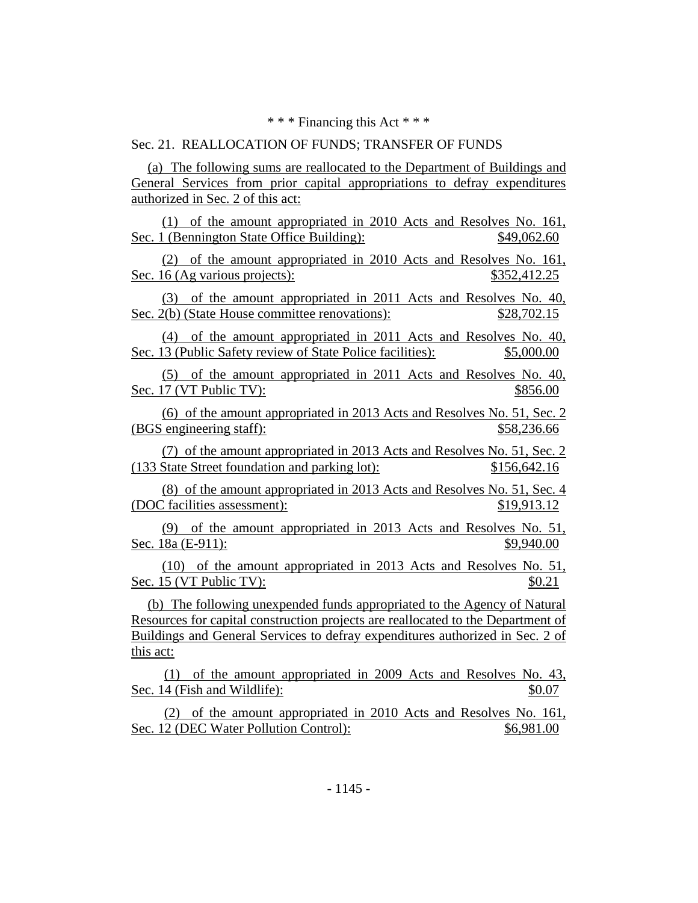\* \* \* Financing this Act \* \* \*

Sec. 21. REALLOCATION OF FUNDS; TRANSFER OF FUNDS

(a) The following sums are reallocated to the Department of Buildings and General Services from prior capital appropriations to defray expenditures authorized in Sec. 2 of this act:

(1) of the amount appropriated in 2010 Acts and Resolves No. 161, Sec. 1 (Bennington State Office Building): $49,062.60

(2) of the amount appropriated in 2010 Acts and Resolves No. 161, Sec. 16 (Ag various projects): $352,412.25

(3) of the amount appropriated in 2011 Acts and Resolves No. 40, Sec. 2(b) (State House committee renovations): $28,702.15

(4) of the amount appropriated in 2011 Acts and Resolves No. 40, Sec. 13 (Public Safety review of State Police facilities): $5,000.00

(5) of the amount appropriated in 2011 Acts and Resolves No. 40, Sec. 17 (VT Public TV): $856.00

(6) of the amount appropriated in 2013 Acts and Resolves No. 51, Sec. 2 (BGS engineering staff): $58,236.66

(7) of the amount appropriated in 2013 Acts and Resolves No. 51, Sec. 2 (133 State Street foundation and parking lot): $156,642.16

(8) of the amount appropriated in 2013 Acts and Resolves No. 51, Sec. 4 (DOC facilities assessment): $19,913.12

(9) of the amount appropriated in 2013 Acts and Resolves No. 51, Sec. 18a (E-911): $9,940.00

(10) of the amount appropriated in 2013 Acts and Resolves No. 51, Sec. 15 (VT Public TV): $0.21

(b) The following unexpended funds appropriated to the Agency of Natural Resources for capital construction projects are reallocated to the Department of Buildings and General Services to defray expenditures authorized in Sec. 2 of this act:

(1) of the amount appropriated in 2009 Acts and Resolves No. 43, Sec. 14 (Fish and Wildlife): $0.07

(2) of the amount appropriated in 2010 Acts and Resolves No. 161, Sec. 12 (DEC Water Pollution Control): $6,981.00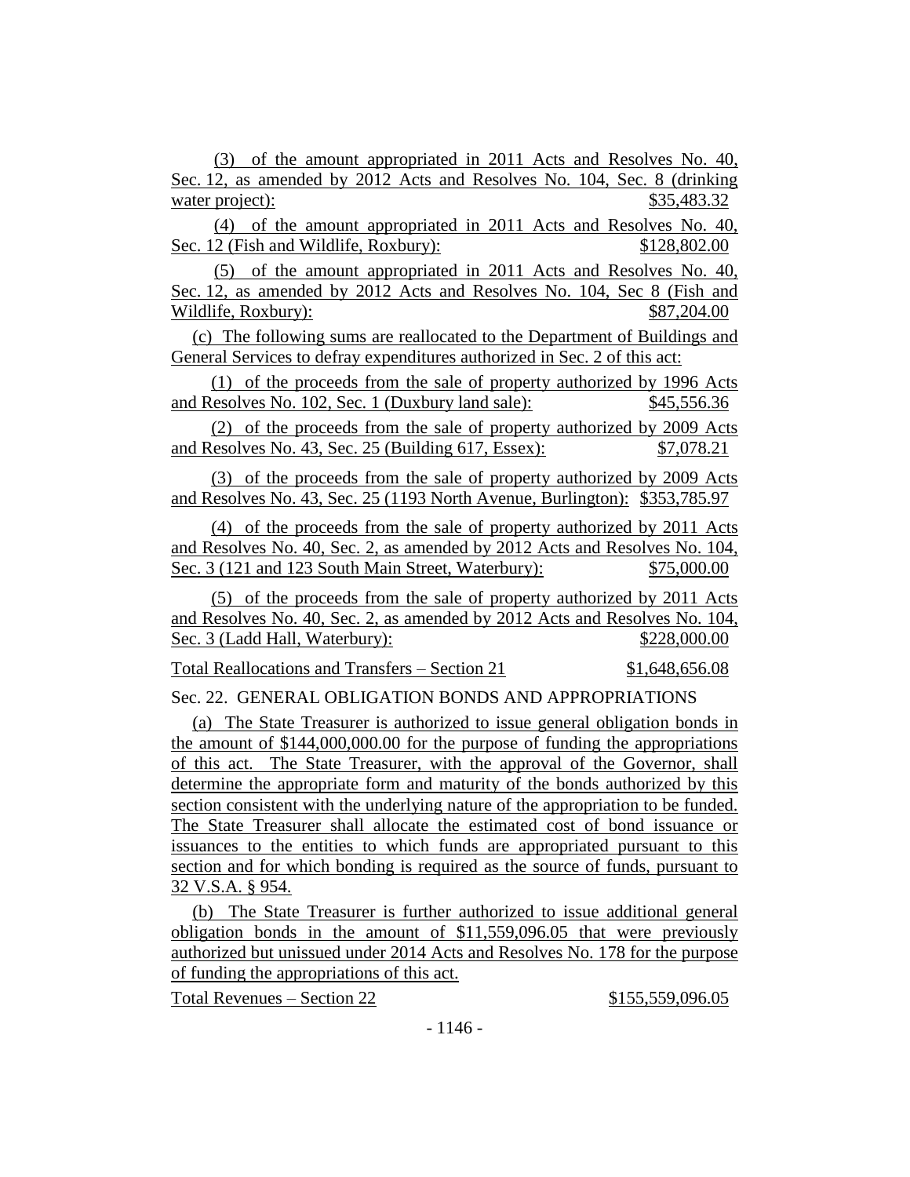(3) of the amount appropriated in 2011 Acts and Resolves No. 40, Sec. 12, as amended by 2012 Acts and Resolves No. 104, Sec. 8 (drinking water project): $35,483.32

(4) of the amount appropriated in 2011 Acts and Resolves No. 40, Sec. 12 (Fish and Wildlife, Roxbury): $128,802.00

(5) of the amount appropriated in 2011 Acts and Resolves No. 40, Sec. 12, as amended by 2012 Acts and Resolves No. 104, Sec 8 (Fish and Wildlife, Roxbury): $87,204.00

(c) The following sums are reallocated to the Department of Buildings and General Services to defray expenditures authorized in Sec. 2 of this act:

(1) of the proceeds from the sale of property authorized by 1996 Acts and Resolves No. 102, Sec. 1 (Duxbury land sale): $45,556.36

(2) of the proceeds from the sale of property authorized by 2009 Acts and Resolves No. 43, Sec. 25 (Building 617, Essex): $7,078.21

(3) of the proceeds from the sale of property authorized by 2009 Acts and Resolves No. 43, Sec. 25 (1193 North Avenue, Burlington): $353,785.97

(4) of the proceeds from the sale of property authorized by 2011 Acts and Resolves No. 40, Sec. 2, as amended by 2012 Acts and Resolves No. 104, Sec. 3 (121 and 123 South Main Street, Waterbury): $75,000.00

(5) of the proceeds from the sale of property authorized by 2011 Acts and Resolves No. 40, Sec. 2, as amended by 2012 Acts and Resolves No. 104, Sec. 3 (Ladd Hall, Waterbury): $228,000.00

Total Reallocations and Transfers – Section 21 $1,648,656.08

Sec. 22. GENERAL OBLIGATION BONDS AND APPROPRIATIONS

(a) The State Treasurer is authorized to issue general obligation bonds in the amount of $144,000,000.00 for the purpose of funding the appropriations of this act. The State Treasurer, with the approval of the Governor, shall determine the appropriate form and maturity of the bonds authorized by this section consistent with the underlying nature of the appropriation to be funded. The State Treasurer shall allocate the estimated cost of bond issuance or issuances to the entities to which funds are appropriated pursuant to this section and for which bonding is required as the source of funds, pursuant to 32 V.S.A. § 954.

(b) The State Treasurer is further authorized to issue additional general obligation bonds in the amount of $11,559,096.05 that were previously authorized but unissued under 2014 Acts and Resolves No. 178 for the purpose of funding the appropriations of this act.

Total Revenues – Section 22 $155,559,096.05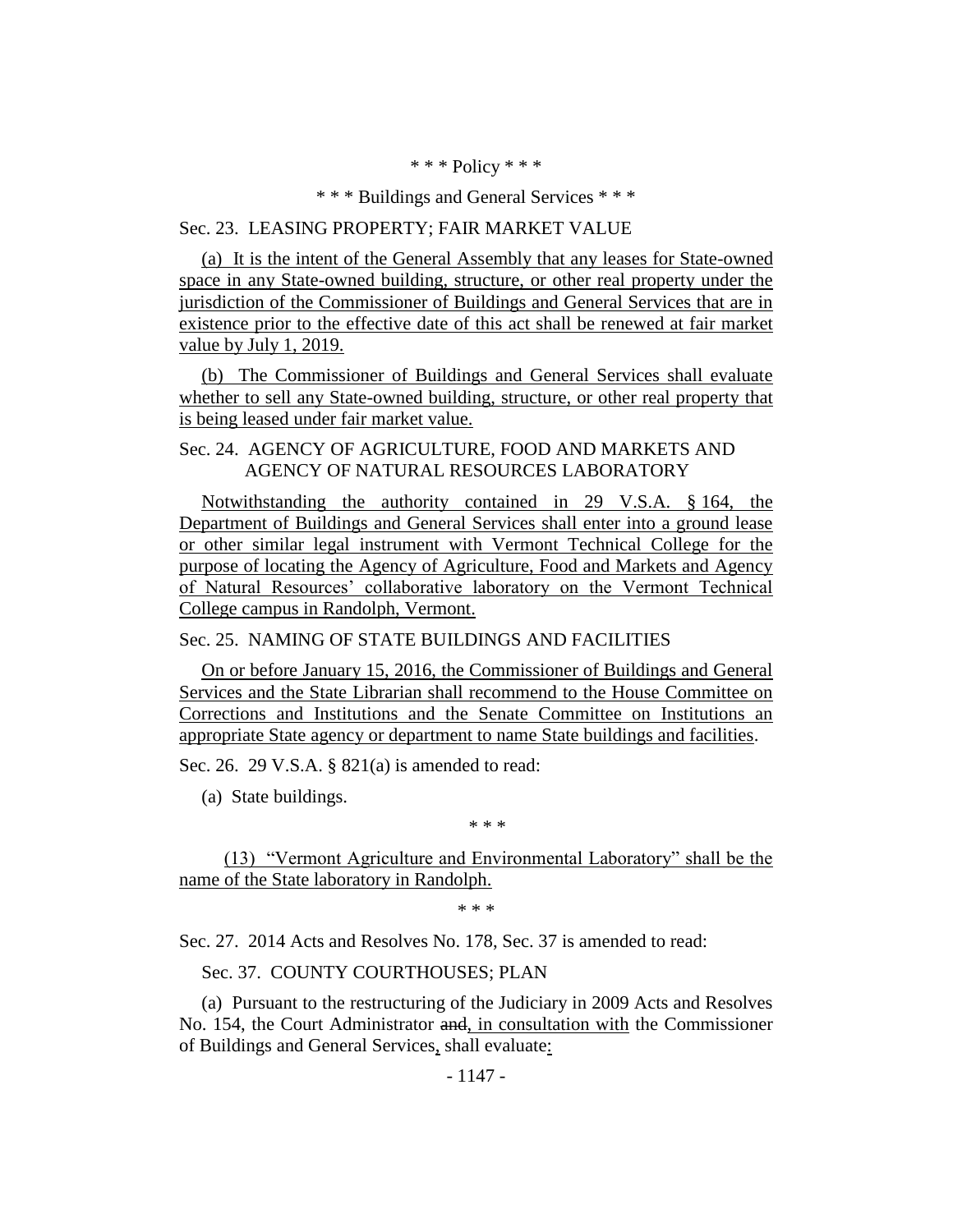\* \* \* Policy \* \* \*

\* \* \* Buildings and General Services \* \* \*

Sec. 23. LEASING PROPERTY; FAIR MARKET VALUE

(a) It is the intent of the General Assembly that any leases for State-owned space in any State-owned building, structure, or other real property under the jurisdiction of the Commissioner of Buildings and General Services that are in existence prior to the effective date of this act shall be renewed at fair market value by July 1, 2019.

(b) The Commissioner of Buildings and General Services shall evaluate whether to sell any State-owned building, structure, or other real property that is being leased under fair market value.

Sec. 24. AGENCY OF AGRICULTURE, FOOD AND MARKETS AND AGENCY OF NATURAL RESOURCES LABORATORY

Notwithstanding the authority contained in 29 V.S.A. § 164, the Department of Buildings and General Services shall enter into a ground lease or other similar legal instrument with Vermont Technical College for the purpose of locating the Agency of Agriculture, Food and Markets and Agency of Natural Resources' collaborative laboratory on the Vermont Technical College campus in Randolph, Vermont.

Sec. 25. NAMING OF STATE BUILDINGS AND FACILITIES

On or before January 15, 2016, the Commissioner of Buildings and General Services and the State Librarian shall recommend to the House Committee on Corrections and Institutions and the Senate Committee on Institutions an appropriate State agency or department to name State buildings and facilities.

Sec. 26. 29 V.S.A. § 821(a) is amended to read:

(a) State buildings.

\* \* \*

(13) "Vermont Agriculture and Environmental Laboratory" shall be the name of the State laboratory in Randolph.

\* \* \*

Sec. 27. 2014 Acts and Resolves No. 178, Sec. 37 is amended to read:

Sec. 37. COUNTY COURTHOUSES; PLAN

(a) Pursuant to the restructuring of the Judiciary in 2009 Acts and Resolves No. 154, the Court Administrator ~~and~~, in consultation with the Commissioner of Buildings and General Services, shall evaluate: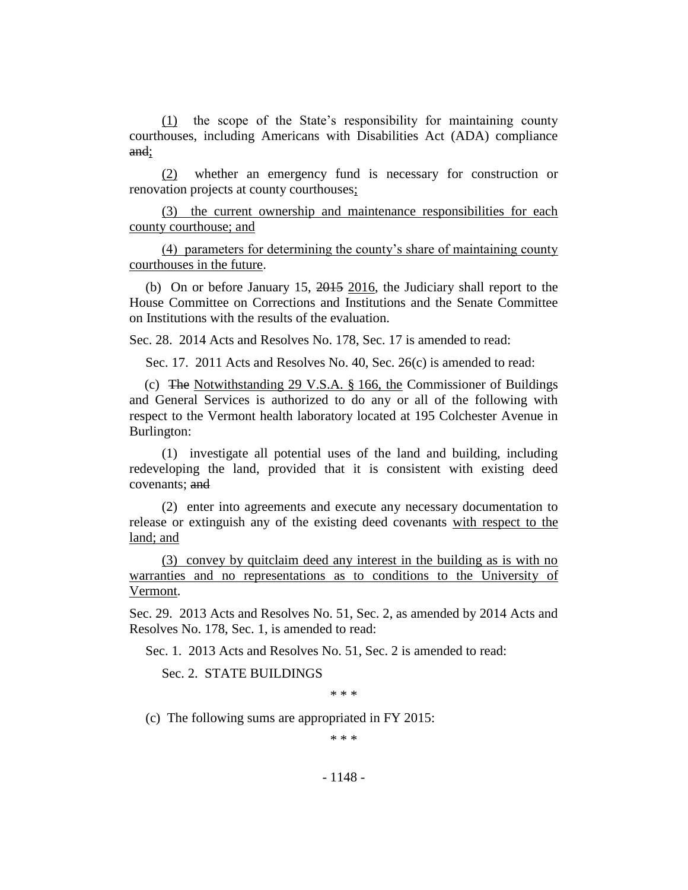(1) the scope of the State's responsibility for maintaining county courthouses, including Americans with Disabilities Act (ADA) compliance ~~and~~;

(2) whether an emergency fund is necessary for construction or renovation projects at county courthouses;

(3) the current ownership and maintenance responsibilities for each county courthouse; and

(4) parameters for determining the county's share of maintaining county courthouses in the future.

(b) On or before January 15, ~~2015~~ 2016, the Judiciary shall report to the House Committee on Corrections and Institutions and the Senate Committee on Institutions with the results of the evaluation.

Sec. 28. 2014 Acts and Resolves No. 178, Sec. 17 is amended to read:

Sec. 17. 2011 Acts and Resolves No. 40, Sec. 26(c) is amended to read:

(c) ~~The~~ Notwithstanding 29 V.S.A. § 166, the Commissioner of Buildings and General Services is authorized to do any or all of the following with respect to the Vermont health laboratory located at 195 Colchester Avenue in Burlington:

(1) investigate all potential uses of the land and building, including redeveloping the land, provided that it is consistent with existing deed covenants; ~~and~~

(2) enter into agreements and execute any necessary documentation to release or extinguish any of the existing deed covenants with respect to the land; and

(3) convey by quitclaim deed any interest in the building as is with no warranties and no representations as to conditions to the University of Vermont.

Sec. 29. 2013 Acts and Resolves No. 51, Sec. 2, as amended by 2014 Acts and Resolves No. 178, Sec. 1, is amended to read:

Sec. 1. 2013 Acts and Resolves No. 51, Sec. 2 is amended to read:

Sec. 2. STATE BUILDINGS

\* \* \*

(c) The following sums are appropriated in FY 2015:

\* \* \*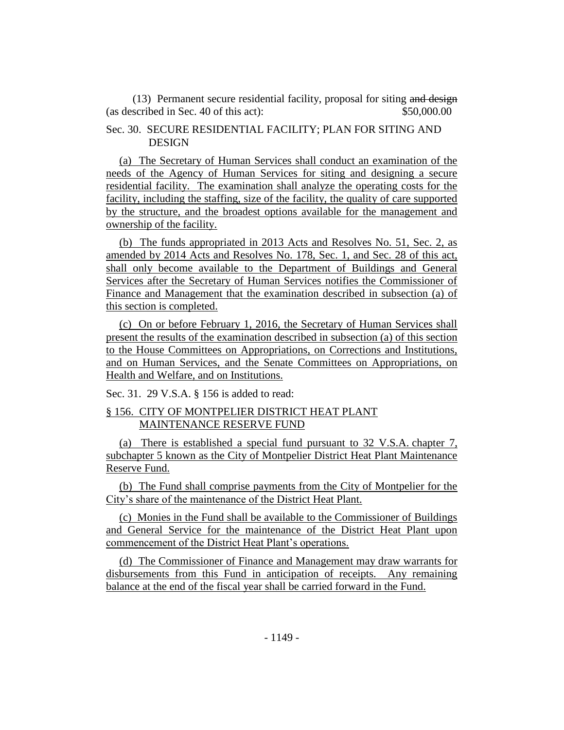(13) Permanent secure residential facility, proposal for siting ~~and design~~ (as described in Sec. 40 of this act): $50,000.00

Sec. 30. SECURE RESIDENTIAL FACILITY; PLAN FOR SITING AND DESIGN

(a) The Secretary of Human Services shall conduct an examination of the needs of the Agency of Human Services for siting and designing a secure residential facility. The examination shall analyze the operating costs for the facility, including the staffing, size of the facility, the quality of care supported by the structure, and the broadest options available for the management and ownership of the facility.

(b) The funds appropriated in 2013 Acts and Resolves No. 51, Sec. 2, as amended by 2014 Acts and Resolves No. 178, Sec. 1, and Sec. 28 of this act, shall only become available to the Department of Buildings and General Services after the Secretary of Human Services notifies the Commissioner of Finance and Management that the examination described in subsection (a) of this section is completed.

(c) On or before February 1, 2016, the Secretary of Human Services shall present the results of the examination described in subsection (a) of this section to the House Committees on Appropriations, on Corrections and Institutions, and on Human Services, and the Senate Committees on Appropriations, on Health and Welfare, and on Institutions.

Sec. 31. 29 V.S.A. § 156 is added to read:

§ 156. CITY OF MONTPELIER DISTRICT HEAT PLANT MAINTENANCE RESERVE FUND

(a) There is established a special fund pursuant to 32 V.S.A. chapter 7, subchapter 5 known as the City of Montpelier District Heat Plant Maintenance Reserve Fund.

(b) The Fund shall comprise payments from the City of Montpelier for the City's share of the maintenance of the District Heat Plant.

(c) Monies in the Fund shall be available to the Commissioner of Buildings and General Service for the maintenance of the District Heat Plant upon commencement of the District Heat Plant's operations.

(d) The Commissioner of Finance and Management may draw warrants for disbursements from this Fund in anticipation of receipts. Any remaining balance at the end of the fiscal year shall be carried forward in the Fund.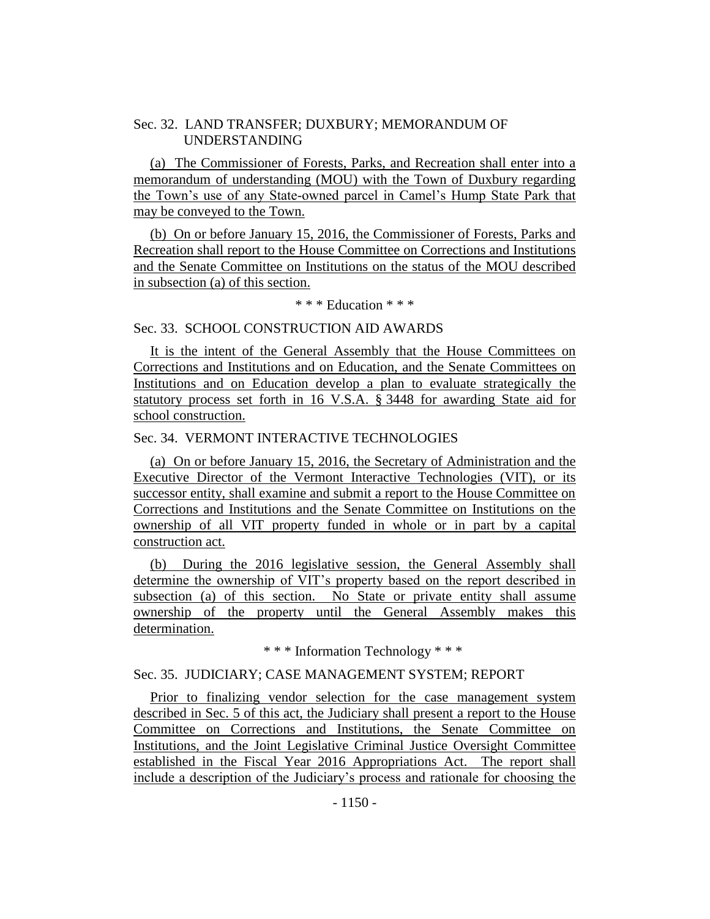Sec. 32. LAND TRANSFER; DUXBURY; MEMORANDUM OF UNDERSTANDING

(a) The Commissioner of Forests, Parks, and Recreation shall enter into a memorandum of understanding (MOU) with the Town of Duxbury regarding the Town's use of any State-owned parcel in Camel's Hump State Park that may be conveyed to the Town.

(b) On or before January 15, 2016, the Commissioner of Forests, Parks and Recreation shall report to the House Committee on Corrections and Institutions and the Senate Committee on Institutions on the status of the MOU described in subsection (a) of this section.

\* \* \* Education \* \* \*

Sec. 33. SCHOOL CONSTRUCTION AID AWARDS

It is the intent of the General Assembly that the House Committees on Corrections and Institutions and on Education, and the Senate Committees on Institutions and on Education develop a plan to evaluate strategically the statutory process set forth in 16 V.S.A. § 3448 for awarding State aid for school construction.

Sec. 34. VERMONT INTERACTIVE TECHNOLOGIES

(a) On or before January 15, 2016, the Secretary of Administration and the Executive Director of the Vermont Interactive Technologies (VIT), or its successor entity, shall examine and submit a report to the House Committee on Corrections and Institutions and the Senate Committee on Institutions on the ownership of all VIT property funded in whole or in part by a capital construction act.

(b) During the 2016 legislative session, the General Assembly shall determine the ownership of VIT's property based on the report described in subsection (a) of this section. No State or private entity shall assume ownership of the property until the General Assembly makes this determination.

\* \* \* Information Technology \* \* \*

Sec. 35. JUDICIARY; CASE MANAGEMENT SYSTEM; REPORT

Prior to finalizing vendor selection for the case management system described in Sec. 5 of this act, the Judiciary shall present a report to the House Committee on Corrections and Institutions, the Senate Committee on Institutions, and the Joint Legislative Criminal Justice Oversight Committee established in the Fiscal Year 2016 Appropriations Act. The report shall include a description of the Judiciary's process and rationale for choosing the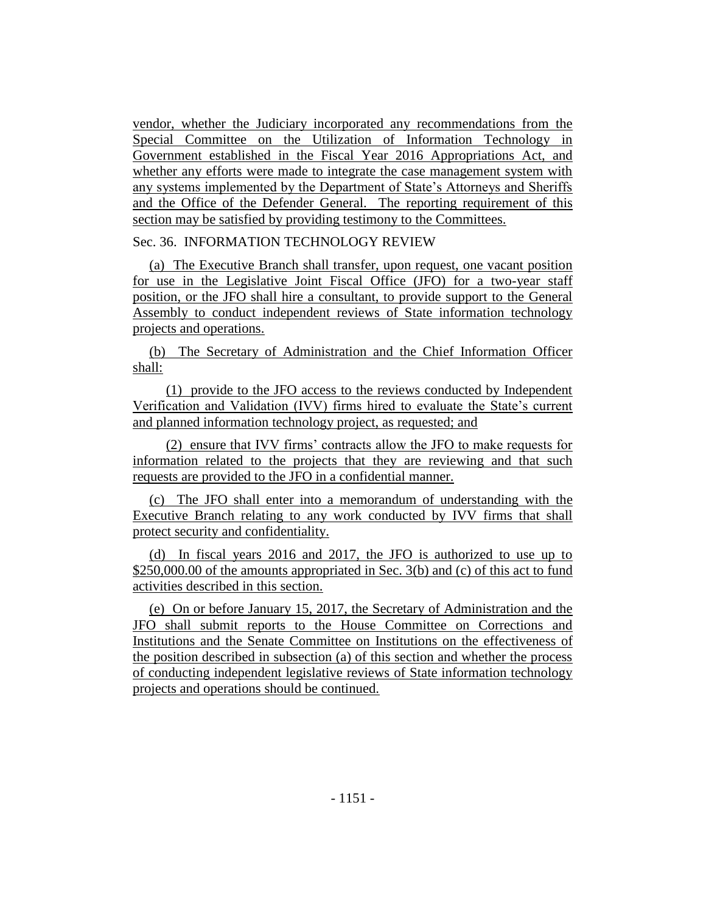vendor, whether the Judiciary incorporated any recommendations from the Special Committee on the Utilization of Information Technology in Government established in the Fiscal Year 2016 Appropriations Act, and whether any efforts were made to integrate the case management system with any systems implemented by the Department of State's Attorneys and Sheriffs and the Office of the Defender General. The reporting requirement of this section may be satisfied by providing testimony to the Committees.

Sec. 36. INFORMATION TECHNOLOGY REVIEW

(a) The Executive Branch shall transfer, upon request, one vacant position for use in the Legislative Joint Fiscal Office (JFO) for a two-year staff position, or the JFO shall hire a consultant, to provide support to the General Assembly to conduct independent reviews of State information technology projects and operations.

(b) The Secretary of Administration and the Chief Information Officer shall:

(1) provide to the JFO access to the reviews conducted by Independent Verification and Validation (IVV) firms hired to evaluate the State's current and planned information technology project, as requested; and

(2) ensure that IVV firms' contracts allow the JFO to make requests for information related to the projects that they are reviewing and that such requests are provided to the JFO in a confidential manner.

(c) The JFO shall enter into a memorandum of understanding with the Executive Branch relating to any work conducted by IVV firms that shall protect security and confidentiality.

(d) In fiscal years 2016 and 2017, the JFO is authorized to use up to $250,000.00 of the amounts appropriated in Sec. 3(b) and (c) of this act to fund activities described in this section.

(e) On or before January 15, 2017, the Secretary of Administration and the JFO shall submit reports to the House Committee on Corrections and Institutions and the Senate Committee on Institutions on the effectiveness of the position described in subsection (a) of this section and whether the process of conducting independent legislative reviews of State information technology projects and operations should be continued.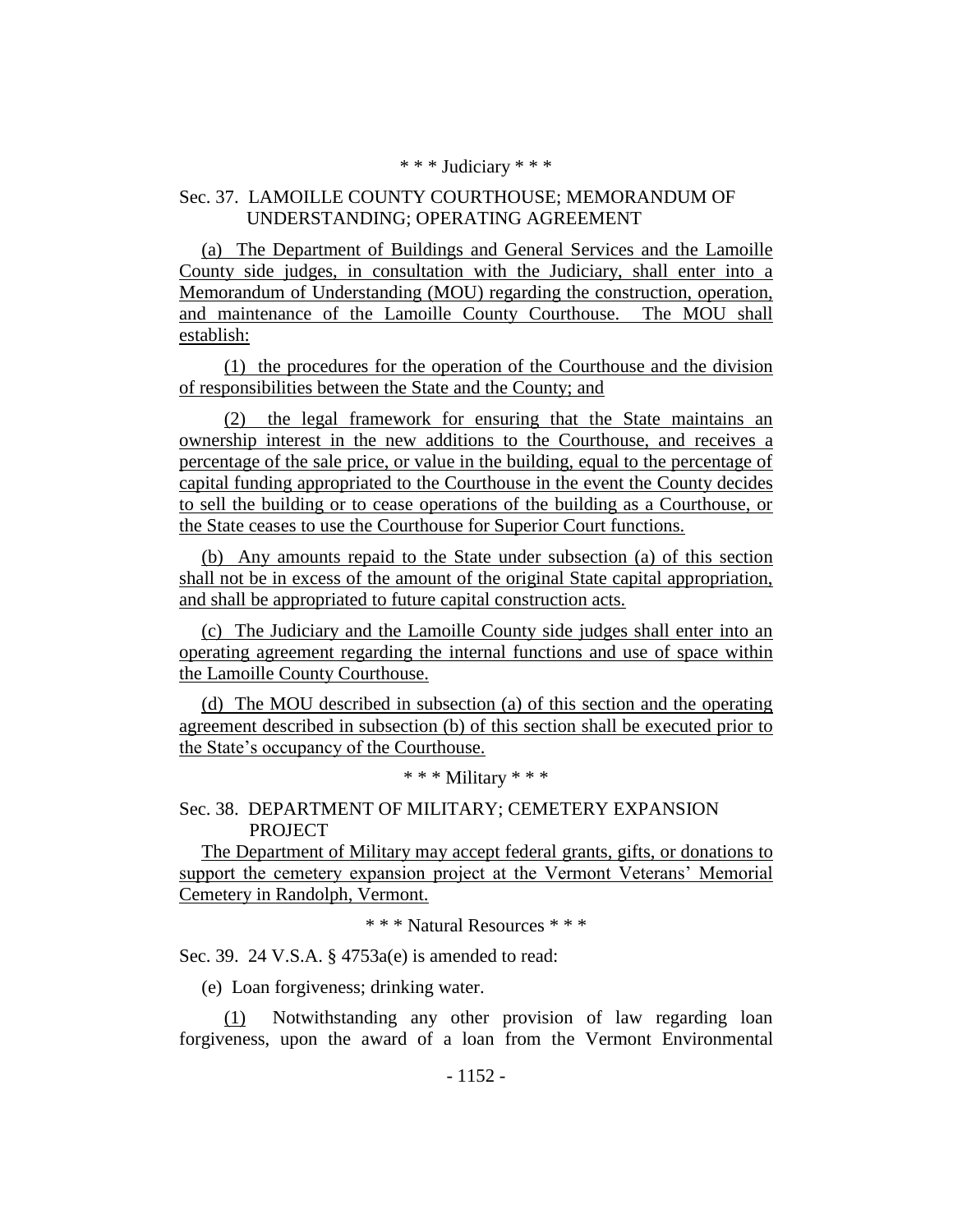\* \* \* Judiciary \* \* \*

Sec. 37. LAMOILLE COUNTY COURTHOUSE; MEMORANDUM OF UNDERSTANDING; OPERATING AGREEMENT

(a) The Department of Buildings and General Services and the Lamoille County side judges, in consultation with the Judiciary, shall enter into a Memorandum of Understanding (MOU) regarding the construction, operation, and maintenance of the Lamoille County Courthouse. The MOU shall establish:

(1) the procedures for the operation of the Courthouse and the division of responsibilities between the State and the County; and

(2) the legal framework for ensuring that the State maintains an ownership interest in the new additions to the Courthouse, and receives a percentage of the sale price, or value in the building, equal to the percentage of capital funding appropriated to the Courthouse in the event the County decides to sell the building or to cease operations of the building as a Courthouse, or the State ceases to use the Courthouse for Superior Court functions.

(b) Any amounts repaid to the State under subsection (a) of this section shall not be in excess of the amount of the original State capital appropriation, and shall be appropriated to future capital construction acts.

(c) The Judiciary and the Lamoille County side judges shall enter into an operating agreement regarding the internal functions and use of space within the Lamoille County Courthouse.

(d) The MOU described in subsection (a) of this section and the operating agreement described in subsection (b) of this section shall be executed prior to the State's occupancy of the Courthouse.

\* \* \* Military \* \* \*

Sec. 38. DEPARTMENT OF MILITARY; CEMETERY EXPANSION PROJECT

The Department of Military may accept federal grants, gifts, or donations to support the cemetery expansion project at the Vermont Veterans' Memorial Cemetery in Randolph, Vermont.

\* \* \* Natural Resources \* \* \*

Sec. 39. 24 V.S.A. § 4753a(e) is amended to read:

(e) Loan forgiveness; drinking water.

(1) Notwithstanding any other provision of law regarding loan forgiveness, upon the award of a loan from the Vermont Environmental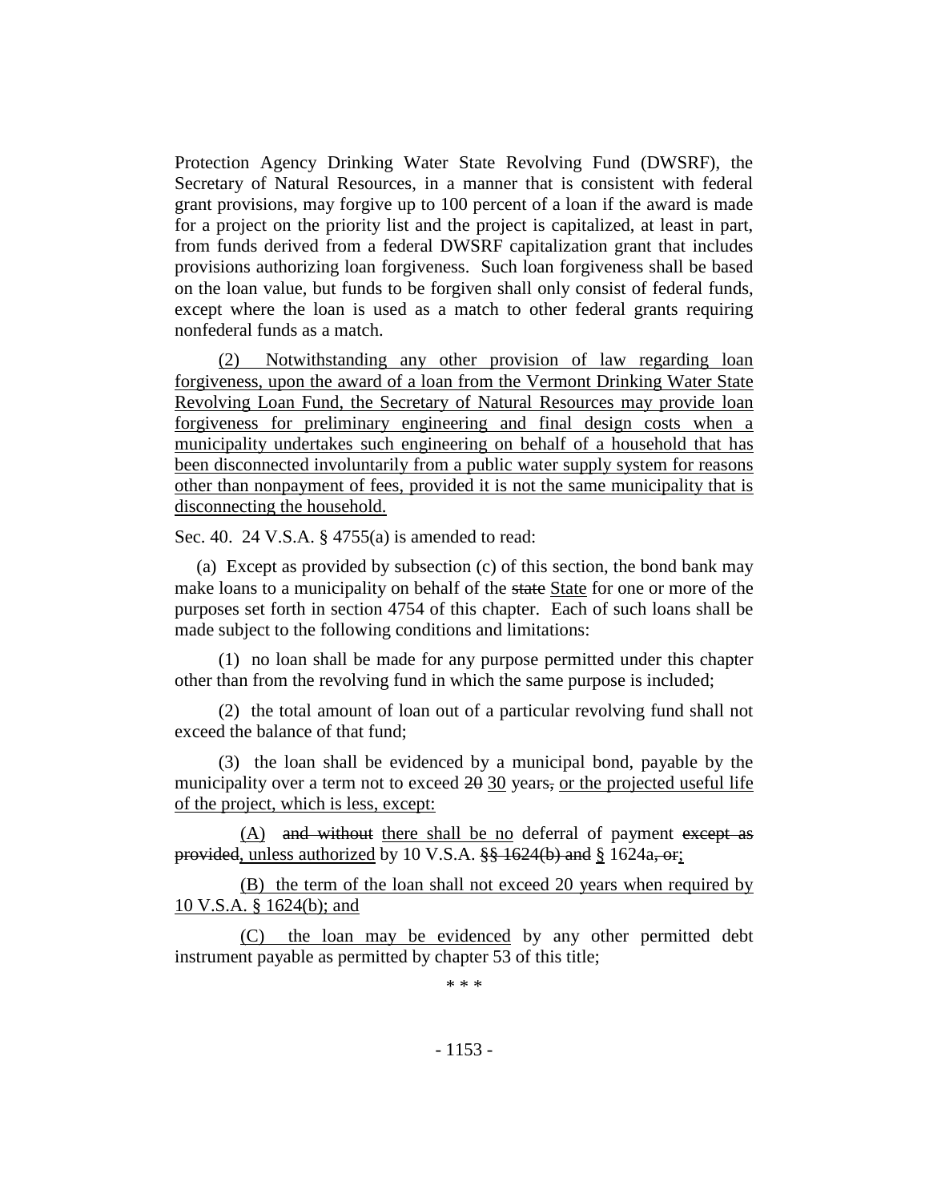Protection Agency Drinking Water State Revolving Fund (DWSRF), the Secretary of Natural Resources, in a manner that is consistent with federal grant provisions, may forgive up to 100 percent of a loan if the award is made for a project on the priority list and the project is capitalized, at least in part, from funds derived from a federal DWSRF capitalization grant that includes provisions authorizing loan forgiveness. Such loan forgiveness shall be based on the loan value, but funds to be forgiven shall only consist of federal funds, except where the loan is used as a match to other federal grants requiring nonfederal funds as a match.

(2) Notwithstanding any other provision of law regarding loan forgiveness, upon the award of a loan from the Vermont Drinking Water State Revolving Loan Fund, the Secretary of Natural Resources may provide loan forgiveness for preliminary engineering and final design costs when a municipality undertakes such engineering on behalf of a household that has been disconnected involuntarily from a public water supply system for reasons other than nonpayment of fees, provided it is not the same municipality that is disconnecting the household.

Sec. 40. 24 V.S.A. § 4755(a) is amended to read:

(a) Except as provided by subsection (c) of this section, the bond bank may make loans to a municipality on behalf of the ~~state~~ State for one or more of the purposes set forth in section 4754 of this chapter. Each of such loans shall be made subject to the following conditions and limitations:

(1) no loan shall be made for any purpose permitted under this chapter other than from the revolving fund in which the same purpose is included;

(2) the total amount of loan out of a particular revolving fund shall not exceed the balance of that fund;

(3) the loan shall be evidenced by a municipal bond, payable by the municipality over a term not to exceed ~~20~~ 30 years~~,~~ or the projected useful life of the project, which is less, except:

(A) ~~and without~~ there shall be no deferral of payment ~~except as provided~~, unless authorized by 10 V.S.A. ~~§§ 1624(b) and~~ § 1624a~~, or~~;

(B) the term of the loan shall not exceed 20 years when required by 10 V.S.A. § 1624(b); and

(C) the loan may be evidenced by any other permitted debt instrument payable as permitted by chapter 53 of this title;

\* \* \*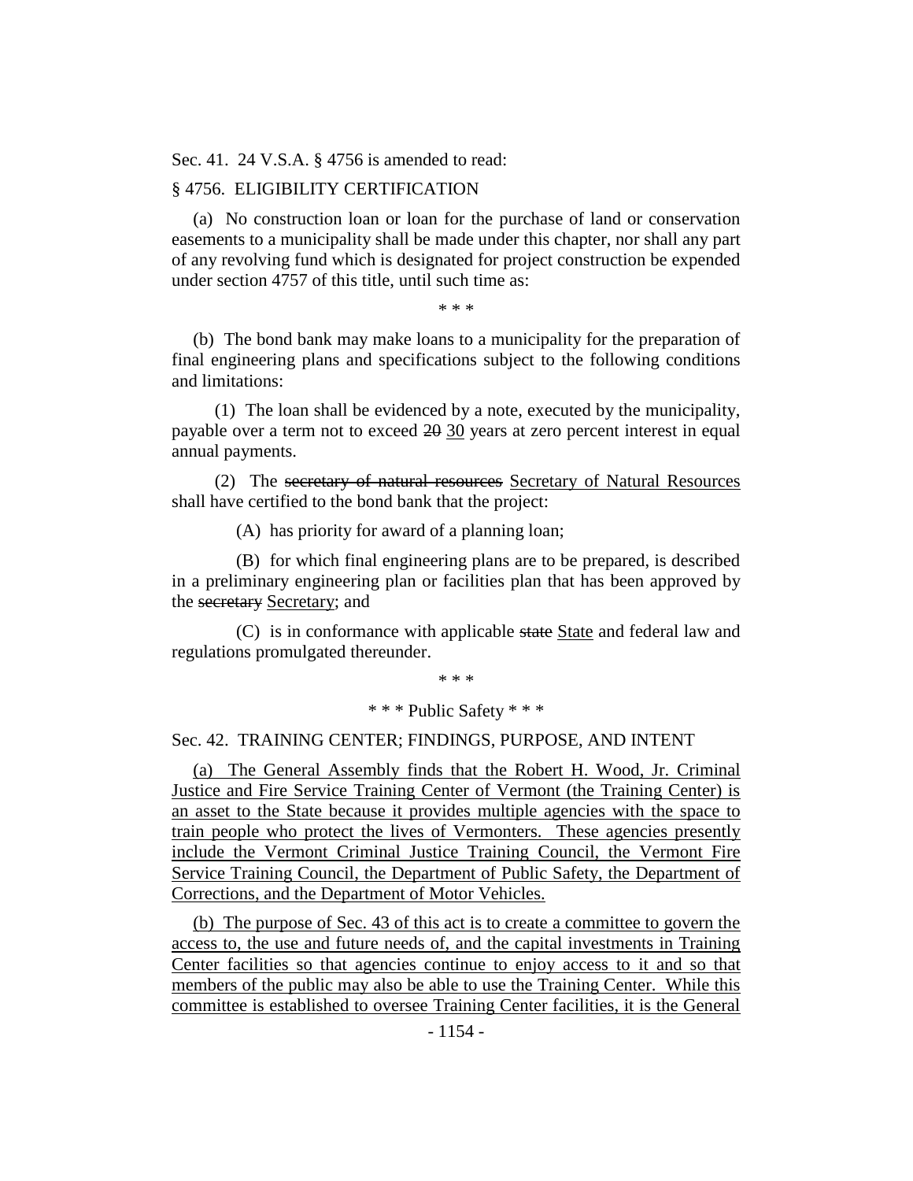Sec. 41. 24 V.S.A. § 4756 is amended to read:

§ 4756. ELIGIBILITY CERTIFICATION

(a) No construction loan or loan for the purchase of land or conservation easements to a municipality shall be made under this chapter, nor shall any part of any revolving fund which is designated for project construction be expended under section 4757 of this title, until such time as:

\* \* \*

(b) The bond bank may make loans to a municipality for the preparation of final engineering plans and specifications subject to the following conditions and limitations:

(1) The loan shall be evidenced by a note, executed by the municipality, payable over a term not to exceed ~~20~~ <u>30</u> years at zero percent interest in equal annual payments.

(2) The ~~secretary of natural resources~~ <u>Secretary of Natural Resources</u> shall have certified to the bond bank that the project:

(A) has priority for award of a planning loan;

(B) for which final engineering plans are to be prepared, is described in a preliminary engineering plan or facilities plan that has been approved by the ~~secretary~~ <u>Secretary</u>; and

(C) is in conformance with applicable ~~state~~ <u>State</u> and federal law and regulations promulgated thereunder.

\* \* \*

\* \* \* Public Safety \* \* \*

Sec. 42. TRAINING CENTER; FINDINGS, PURPOSE, AND INTENT

<u>(a) The General Assembly finds that the Robert H. Wood, Jr. Criminal Justice and Fire Service Training Center of Vermont (the Training Center) is an asset to the State because it provides multiple agencies with the space to train people who protect the lives of Vermonters. These agencies presently include the Vermont Criminal Justice Training Council, the Vermont Fire Service Training Council, the Department of Public Safety, the Department of Corrections, and the Department of Motor Vehicles.</u>

<u>(b) The purpose of Sec. 43 of this act is to create a committee to govern the access to, the use and future needs of, and the capital investments in Training Center facilities so that agencies continue to enjoy access to it and so that members of the public may also be able to use the Training Center. While this committee is established to oversee Training Center facilities, it is the General</u>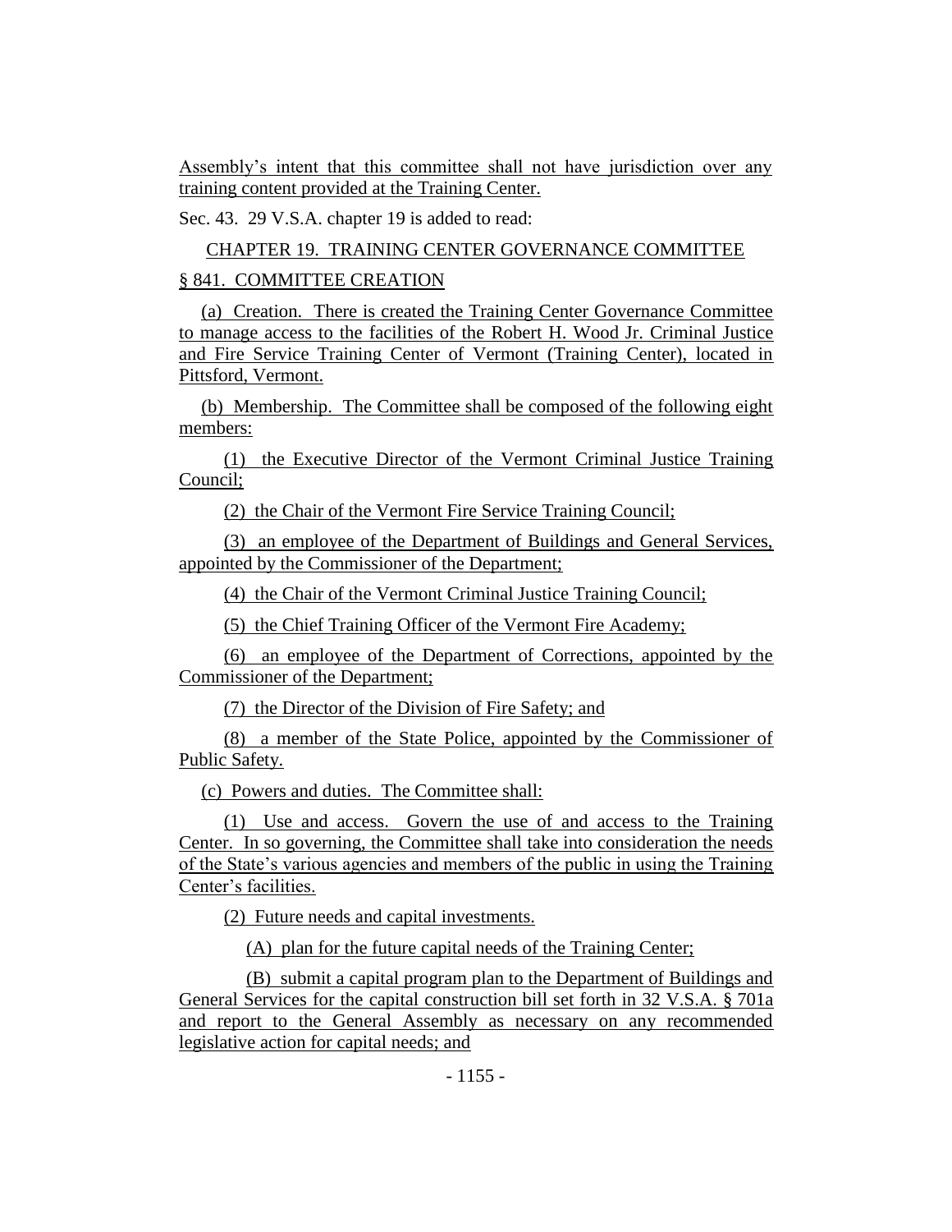Assembly's intent that this committee shall not have jurisdiction over any training content provided at the Training Center.

Sec. 43. 29 V.S.A. chapter 19 is added to read:

CHAPTER 19. TRAINING CENTER GOVERNANCE COMMITTEE

§ 841. COMMITTEE CREATION

(a) Creation. There is created the Training Center Governance Committee to manage access to the facilities of the Robert H. Wood Jr. Criminal Justice and Fire Service Training Center of Vermont (Training Center), located in Pittsford, Vermont.

(b) Membership. The Committee shall be composed of the following eight members:

(1) the Executive Director of the Vermont Criminal Justice Training Council;

(2) the Chair of the Vermont Fire Service Training Council;

(3) an employee of the Department of Buildings and General Services, appointed by the Commissioner of the Department;

(4) the Chair of the Vermont Criminal Justice Training Council;

(5) the Chief Training Officer of the Vermont Fire Academy;

(6) an employee of the Department of Corrections, appointed by the Commissioner of the Department;

(7) the Director of the Division of Fire Safety; and

(8) a member of the State Police, appointed by the Commissioner of Public Safety.

(c) Powers and duties. The Committee shall:

(1) Use and access. Govern the use of and access to the Training Center. In so governing, the Committee shall take into consideration the needs of the State's various agencies and members of the public in using the Training Center's facilities.

(2) Future needs and capital investments.

(A) plan for the future capital needs of the Training Center;

(B) submit a capital program plan to the Department of Buildings and General Services for the capital construction bill set forth in 32 V.S.A. § 701a and report to the General Assembly as necessary on any recommended legislative action for capital needs; and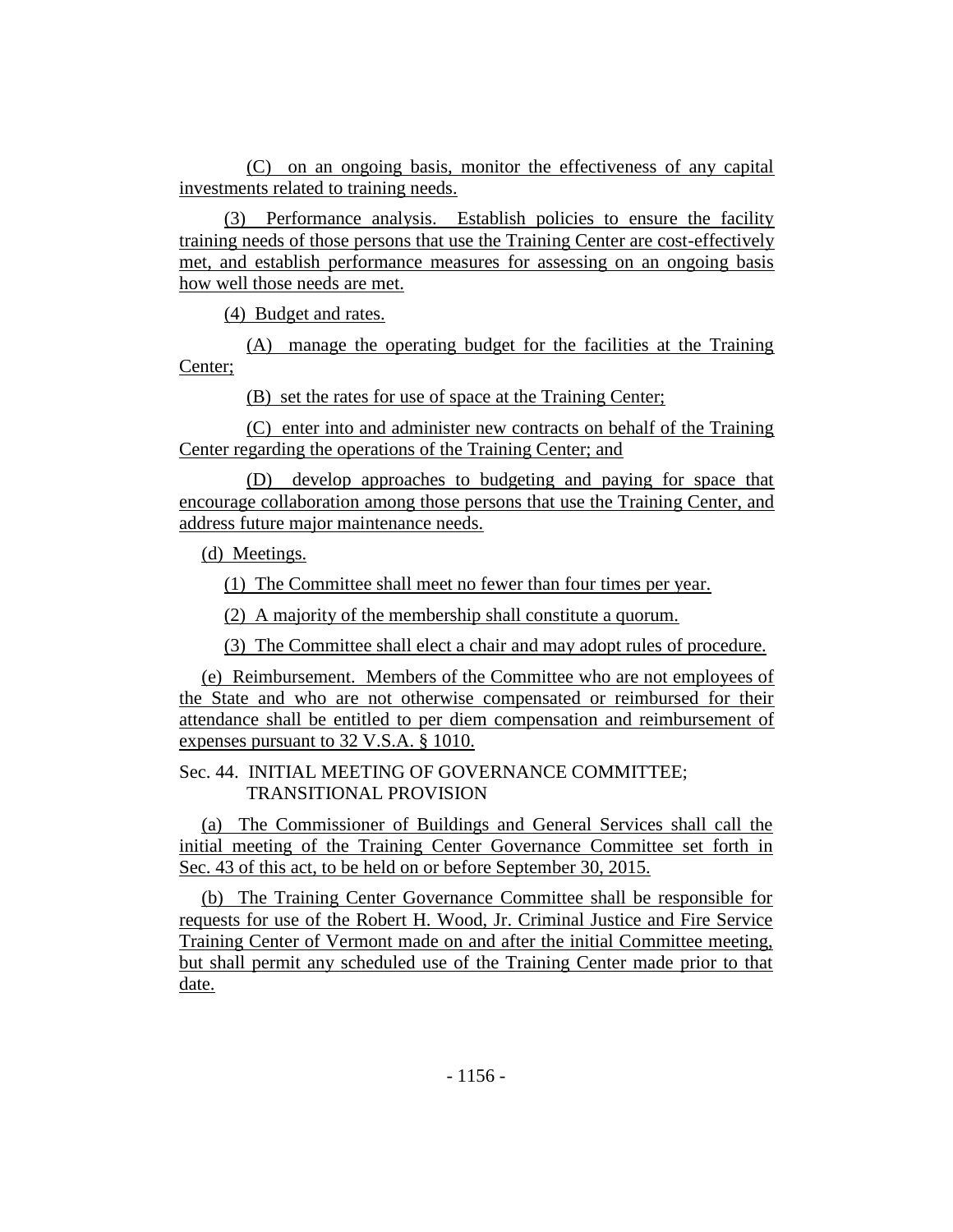(C) on an ongoing basis, monitor the effectiveness of any capital investments related to training needs.

(3) Performance analysis. Establish policies to ensure the facility training needs of those persons that use the Training Center are cost-effectively met, and establish performance measures for assessing on an ongoing basis how well those needs are met.

(4) Budget and rates.

(A) manage the operating budget for the facilities at the Training Center;

(B) set the rates for use of space at the Training Center;

(C) enter into and administer new contracts on behalf of the Training Center regarding the operations of the Training Center; and

(D) develop approaches to budgeting and paying for space that encourage collaboration among those persons that use the Training Center, and address future major maintenance needs.

(d) Meetings.

(1) The Committee shall meet no fewer than four times per year.

(2) A majority of the membership shall constitute a quorum.

(3) The Committee shall elect a chair and may adopt rules of procedure.

(e) Reimbursement. Members of the Committee who are not employees of the State and who are not otherwise compensated or reimbursed for their attendance shall be entitled to per diem compensation and reimbursement of expenses pursuant to 32 V.S.A. § 1010.

Sec. 44. INITIAL MEETING OF GOVERNANCE COMMITTEE; TRANSITIONAL PROVISION

(a) The Commissioner of Buildings and General Services shall call the initial meeting of the Training Center Governance Committee set forth in Sec. 43 of this act, to be held on or before September 30, 2015.

(b) The Training Center Governance Committee shall be responsible for requests for use of the Robert H. Wood, Jr. Criminal Justice and Fire Service Training Center of Vermont made on and after the initial Committee meeting, but shall permit any scheduled use of the Training Center made prior to that date.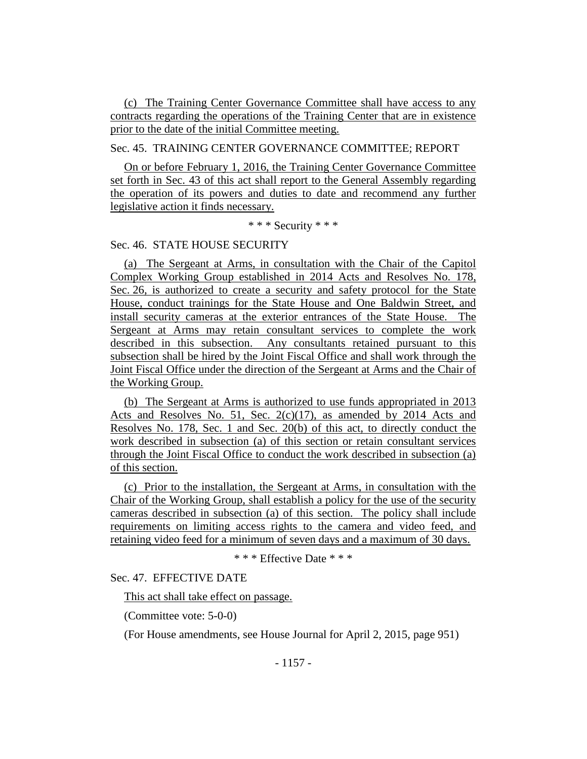(c) The Training Center Governance Committee shall have access to any contracts regarding the operations of the Training Center that are in existence prior to the date of the initial Committee meeting.

Sec. 45. TRAINING CENTER GOVERNANCE COMMITTEE; REPORT

On or before February 1, 2016, the Training Center Governance Committee set forth in Sec. 43 of this act shall report to the General Assembly regarding the operation of its powers and duties to date and recommend any further legislative action it finds necessary.

\* \* \* Security \* \* \*

Sec. 46. STATE HOUSE SECURITY

(a) The Sergeant at Arms, in consultation with the Chair of the Capitol Complex Working Group established in 2014 Acts and Resolves No. 178, Sec. 26, is authorized to create a security and safety protocol for the State House, conduct trainings for the State House and One Baldwin Street, and install security cameras at the exterior entrances of the State House. The Sergeant at Arms may retain consultant services to complete the work described in this subsection. Any consultants retained pursuant to this subsection shall be hired by the Joint Fiscal Office and shall work through the Joint Fiscal Office under the direction of the Sergeant at Arms and the Chair of the Working Group.

(b) The Sergeant at Arms is authorized to use funds appropriated in 2013 Acts and Resolves No. 51, Sec. 2(c)(17), as amended by 2014 Acts and Resolves No. 178, Sec. 1 and Sec. 20(b) of this act, to directly conduct the work described in subsection (a) of this section or retain consultant services through the Joint Fiscal Office to conduct the work described in subsection (a) of this section.

(c) Prior to the installation, the Sergeant at Arms, in consultation with the Chair of the Working Group, shall establish a policy for the use of the security cameras described in subsection (a) of this section. The policy shall include requirements on limiting access rights to the camera and video feed, and retaining video feed for a minimum of seven days and a maximum of 30 days.

\* \* \* Effective Date \* \* \*

Sec. 47. EFFECTIVE DATE

This act shall take effect on passage.

(Committee vote: 5-0-0)

(For House amendments, see House Journal for April 2, 2015, page 951)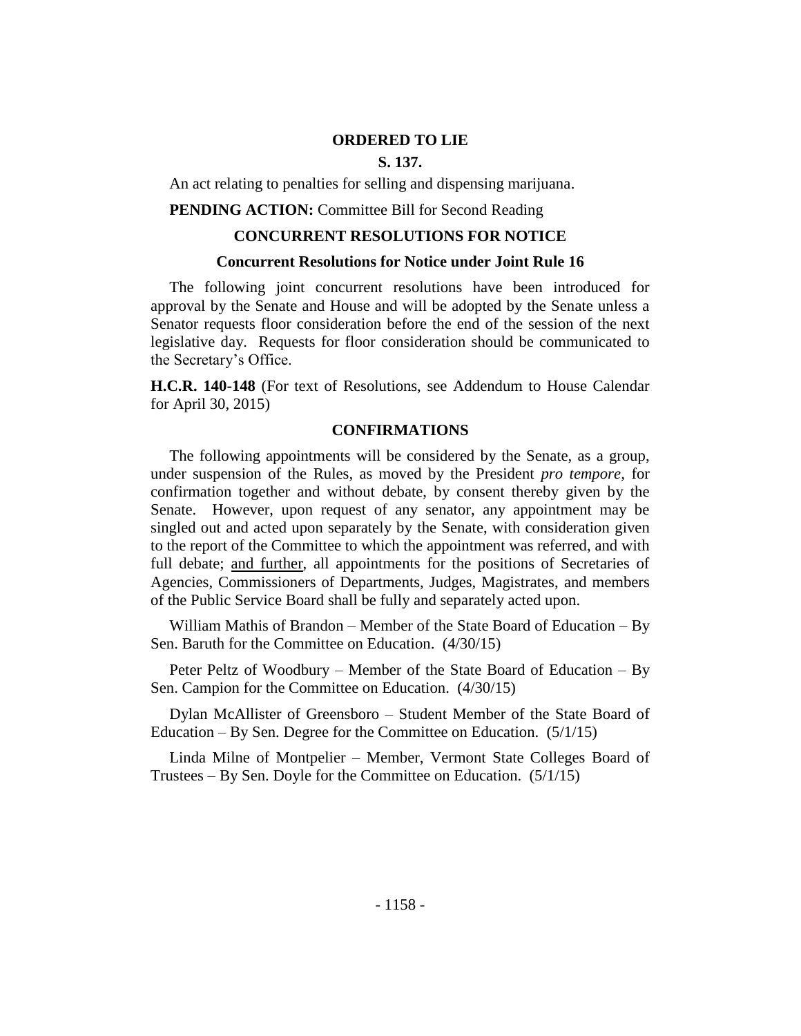## ORDERED TO LIE

### S. 137.

An act relating to penalties for selling and dispensing marijuana.

**PENDING ACTION:** Committee Bill for Second Reading

## CONCURRENT RESOLUTIONS FOR NOTICE

### Concurrent Resolutions for Notice under Joint Rule 16

The following joint concurrent resolutions have been introduced for approval by the Senate and House and will be adopted by the Senate unless a Senator requests floor consideration before the end of the session of the next legislative day. Requests for floor consideration should be communicated to the Secretary's Office.

**H.C.R. 140-148** (For text of Resolutions, see Addendum to House Calendar for April 30, 2015)

## CONFIRMATIONS

The following appointments will be considered by the Senate, as a group, under suspension of the Rules, as moved by the President *pro tempore,* for confirmation together and without debate, by consent thereby given by the Senate. However, upon request of any senator, any appointment may be singled out and acted upon separately by the Senate, with consideration given to the report of the Committee to which the appointment was referred, and with full debate; and further, all appointments for the positions of Secretaries of Agencies, Commissioners of Departments, Judges, Magistrates, and members of the Public Service Board shall be fully and separately acted upon.

William Mathis of Brandon – Member of the State Board of Education – By Sen. Baruth for the Committee on Education. (4/30/15)

Peter Peltz of Woodbury – Member of the State Board of Education – By Sen. Campion for the Committee on Education. (4/30/15)

Dylan McAllister of Greensboro – Student Member of the State Board of Education – By Sen. Degree for the Committee on Education. (5/1/15)

Linda Milne of Montpelier – Member, Vermont State Colleges Board of Trustees – By Sen. Doyle for the Committee on Education. (5/1/15)